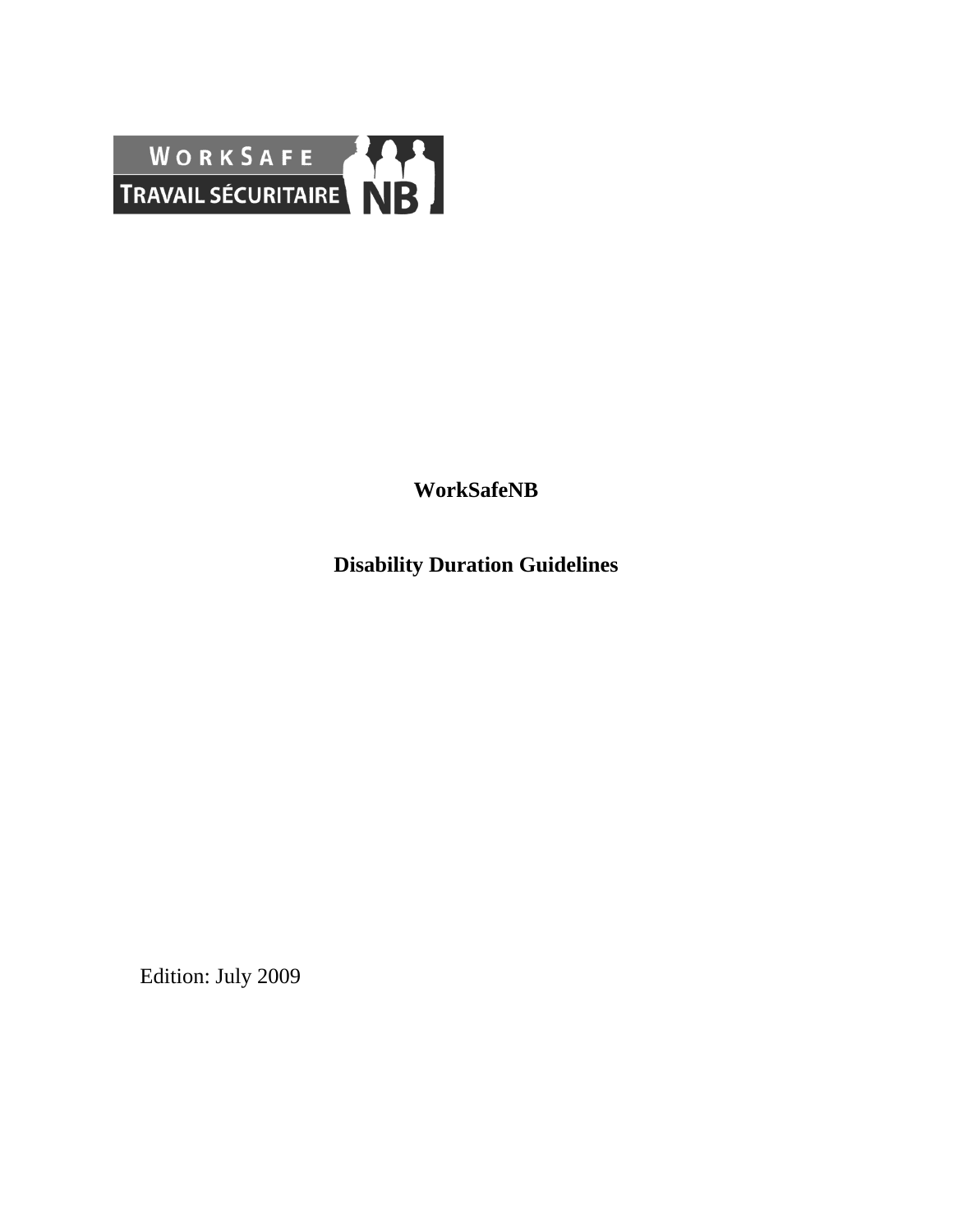WORKSAFE
TRAVAIL SÉCURITAIRE NB

**WorkSafeNB**

**Disability Duration Guidelines**

Edition: July 2009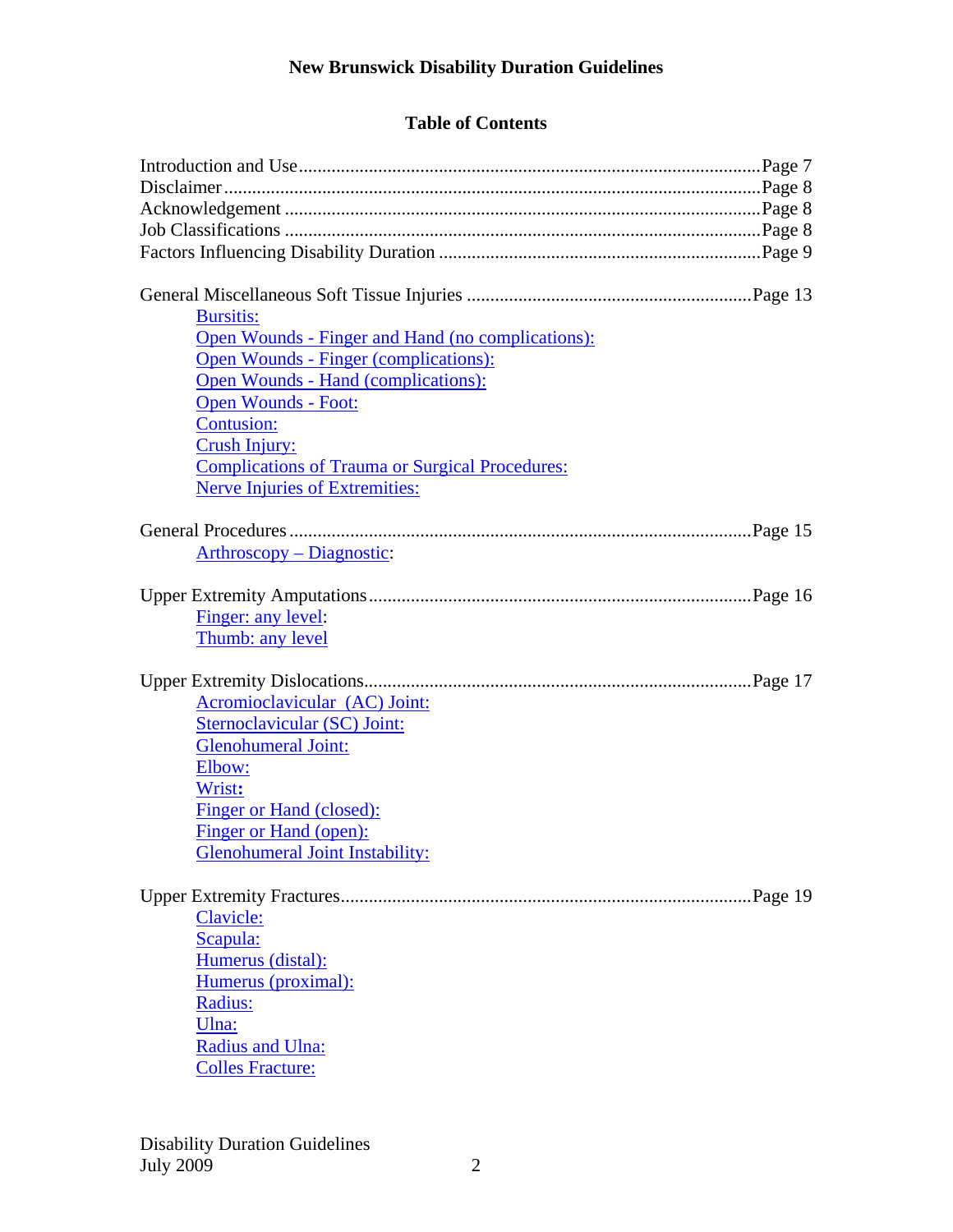# New Brunswick Disability Duration Guidelines

## Table of Contents

Introduction and Use ........................................................................................ Page 7
Disclaimer ........................................................................................................ Page 8
Acknowledgement ............................................................................................ Page 8
Job Classifications ............................................................................................ Page 8
Factors Influencing Disability Duration ........................................................... Page 9

General Miscellaneous Soft Tissue Injuries ..................................................... Page 13

- Bursitis:
- Open Wounds - Finger and Hand (no complications):
- Open Wounds - Finger (complications):
- Open Wounds - Hand (complications):
- Open Wounds - Foot:
- Contusion:
- Crush Injury:
- Complications of Trauma or Surgical Procedures:
- Nerve Injuries of Extremities:

General Procedures .......................................................................................... Page 15

- Arthroscopy – Diagnostic:

Upper Extremity Amputations .......................................................................... Page 16

- Finger: any level:
- Thumb: any level

Upper Extremity Dislocations ........................................................................... Page 17

- Acromioclavicular (AC) Joint:
- Sternoclavicular (SC) Joint:
- Glenohumeral Joint:
- Elbow:
- Wrist:
- Finger or Hand (closed):
- Finger or Hand (open):
- Glenohumeral Joint Instability:

Upper Extremity Fractures ................................................................................ Page 19

- Clavicle:
- Scapula:
- Humerus (distal):
- Humerus (proximal):
- Radius:
- Ulna:
- Radius and Ulna:
- Colles Fracture: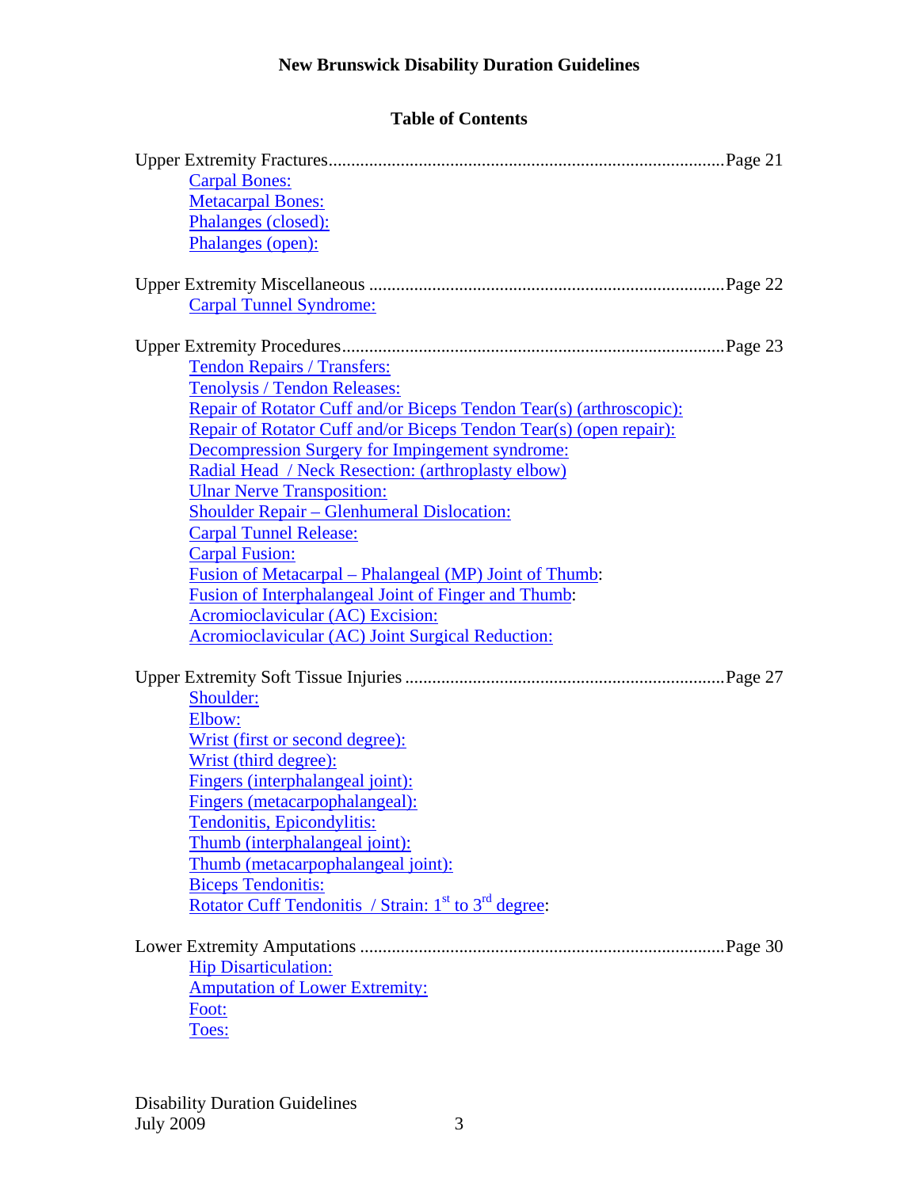**New Brunswick Disability Duration Guidelines**

**Table of Contents**

Upper Extremity Fractures....................................................................................Page 21

- Carpal Bones:
- Metacarpal Bones:
- Phalanges (closed):
- Phalanges (open):

Upper Extremity Miscellaneous ...........................................................................Page 22

- Carpal Tunnel Syndrome:

Upper Extremity Procedures.................................................................................Page 23

- Tendon Repairs / Transfers:
- Tenolysis / Tendon Releases:
- Repair of Rotator Cuff and/or Biceps Tendon Tear(s) (arthroscopic):
- Repair of Rotator Cuff and/or Biceps Tendon Tear(s) (open repair):
- Decompression Surgery for Impingement syndrome:
- Radial Head / Neck Resection: (arthroplasty elbow)
- Ulnar Nerve Transposition:
- Shoulder Repair – Glenhumeral Dislocation:
- Carpal Tunnel Release:
- Carpal Fusion:
- Fusion of Metacarpal – Phalangeal (MP) Joint of Thumb:
- Fusion of Interphalangeal Joint of Finger and Thumb:
- Acromioclavicular (AC) Excision:
- Acromioclavicular (AC) Joint Surgical Reduction:

Upper Extremity Soft Tissue Injuries ...................................................................Page 27

- Shoulder:
- Elbow:
- Wrist (first or second degree):
- Wrist (third degree):
- Fingers (interphalangeal joint):
- Fingers (metacarpophalangeal):
- Tendonitis, Epicondylitis:
- Thumb (interphalangeal joint):
- Thumb (metacarpophalangeal joint):
- Biceps Tendonitis:
- Rotator Cuff Tendonitis / Strain: 1st to 3rd degree:

Lower Extremity Amputations .............................................................................Page 30

- Hip Disarticulation:
- Amputation of Lower Extremity:
- Foot:
- Toes: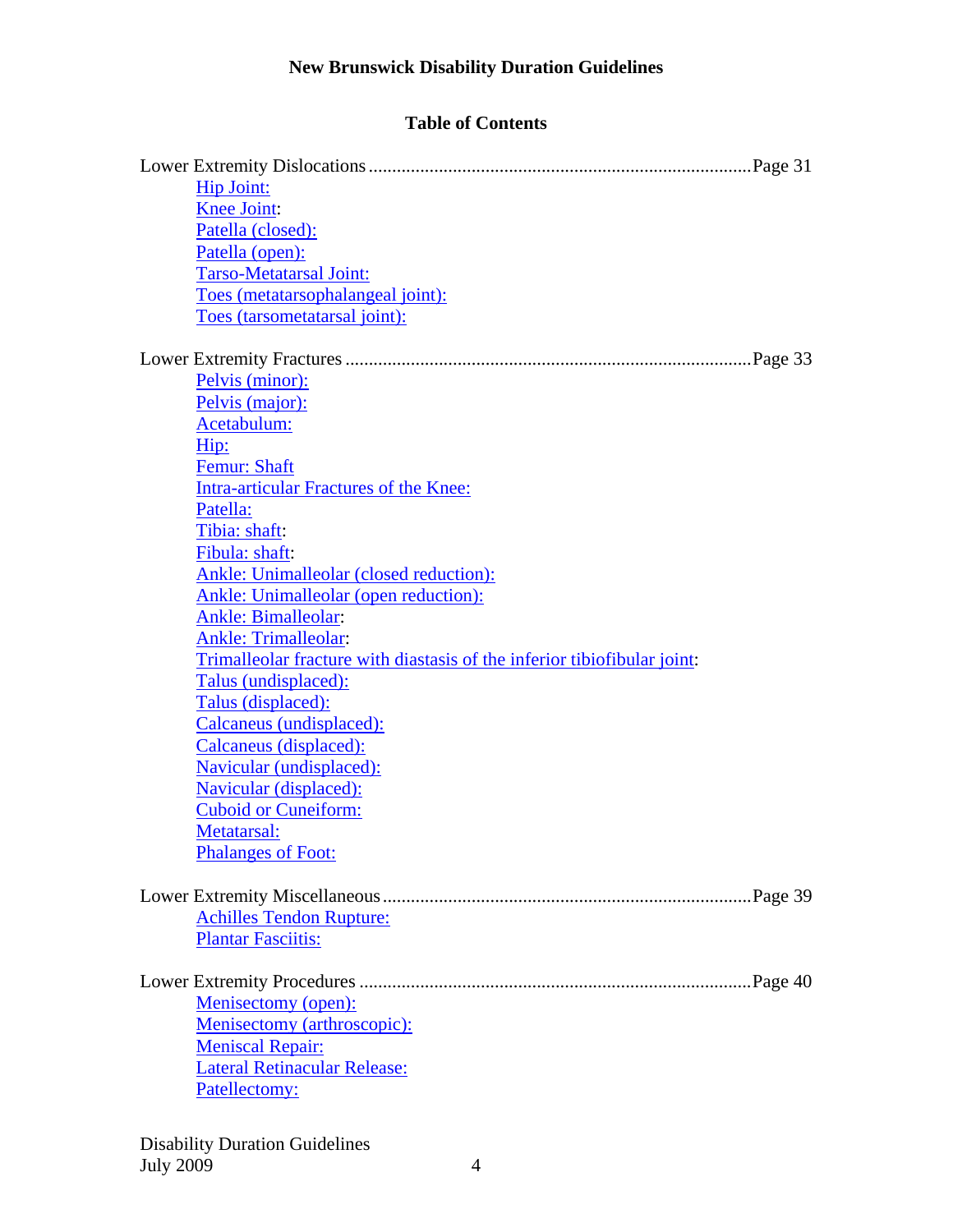# New Brunswick Disability Duration Guidelines

## Table of Contents

Lower Extremity Dislocations ..................................................................................Page 31

- Hip Joint:
- Knee Joint:
- Patella (closed):
- Patella (open):
- Tarso-Metatarsal Joint:
- Toes (metatarsophalangeal joint):
- Toes (tarsometatarsal joint):

Lower Extremity Fractures .......................................................................................Page 33

- Pelvis (minor):
- Pelvis (major):
- Acetabulum:
- Hip:
- Femur: Shaft
- Intra-articular Fractures of the Knee:
- Patella:
- Tibia: shaft:
- Fibula: shaft:
- Ankle: Unimalleolar (closed reduction):
- Ankle: Unimalleolar (open reduction):
- Ankle: Bimalleolar:
- Ankle: Trimalleolar:
- Trimalleolar fracture with diastasis of the inferior tibiofibular joint:
- Talus (undisplaced):
- Talus (displaced):
- Calcaneus (undisplaced):
- Calcaneus (displaced):
- Navicular (undisplaced):
- Navicular (displaced):
- Cuboid or Cuneiform:
- Metatarsal:
- Phalanges of Foot:

Lower Extremity Miscellaneous ...............................................................................Page 39

- Achilles Tendon Rupture:
- Plantar Fasciitis:

Lower Extremity Procedures ....................................................................................Page 40

- Menisectomy (open):
- Menisectomy (arthroscopic):
- Meniscal Repair:
- Lateral Retinacular Release:
- Patellectomy: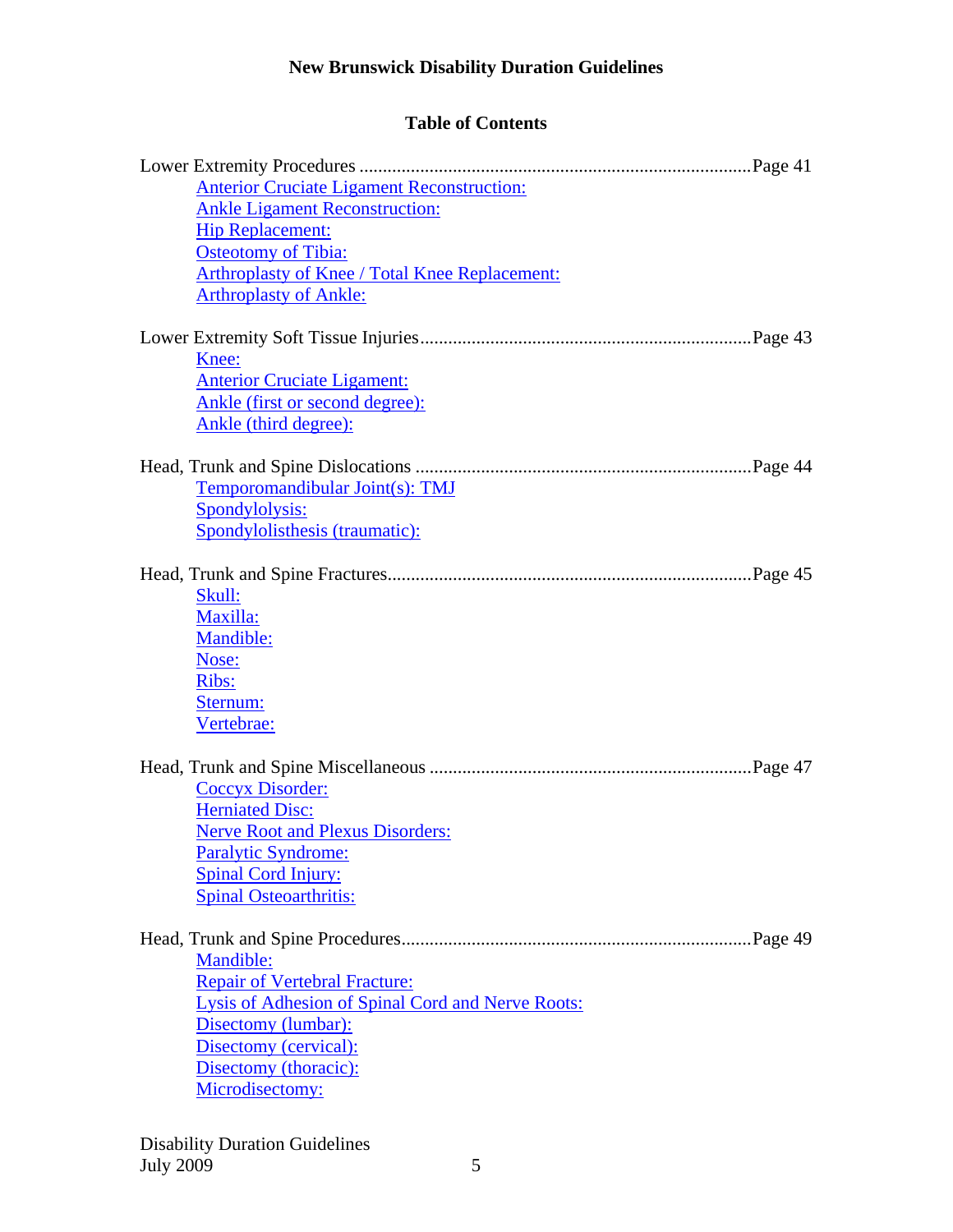# New Brunswick Disability Duration Guidelines

## Table of Contents

Lower Extremity Procedures ....................................................................................Page 41

- Anterior Cruciate Ligament Reconstruction:
- Ankle Ligament Reconstruction:
- Hip Replacement:
- Osteotomy of Tibia:
- Arthroplasty of Knee / Total Knee Replacement:
- Arthroplasty of Ankle:

Lower Extremity Soft Tissue Injuries......................................................................Page 43

- Knee:
- Anterior Cruciate Ligament:
- Ankle (first or second degree):
- Ankle (third degree):

Head, Trunk and Spine Dislocations ........................................................................Page 44

- Temporomandibular Joint(s): TMJ
- Spondylolysis:
- Spondylolisthesis (traumatic):

Head, Trunk and Spine Fractures.............................................................................Page 45

- Skull:
- Maxilla:
- Mandible:
- Nose:
- Ribs:
- Sternum:
- Vertebrae:

Head, Trunk and Spine Miscellaneous ....................................................................Page 47

- Coccyx Disorder:
- Herniated Disc:
- Nerve Root and Plexus Disorders:
- Paralytic Syndrome:
- Spinal Cord Injury:
- Spinal Osteoarthritis:

Head, Trunk and Spine Procedures...........................................................................Page 49

- Mandible:
- Repair of Vertebral Fracture:
- Lysis of Adhesion of Spinal Cord and Nerve Roots:
- Disectomy (lumbar):
- Disectomy (cervical):
- Disectomy (thoracic):
- Microdisectomy: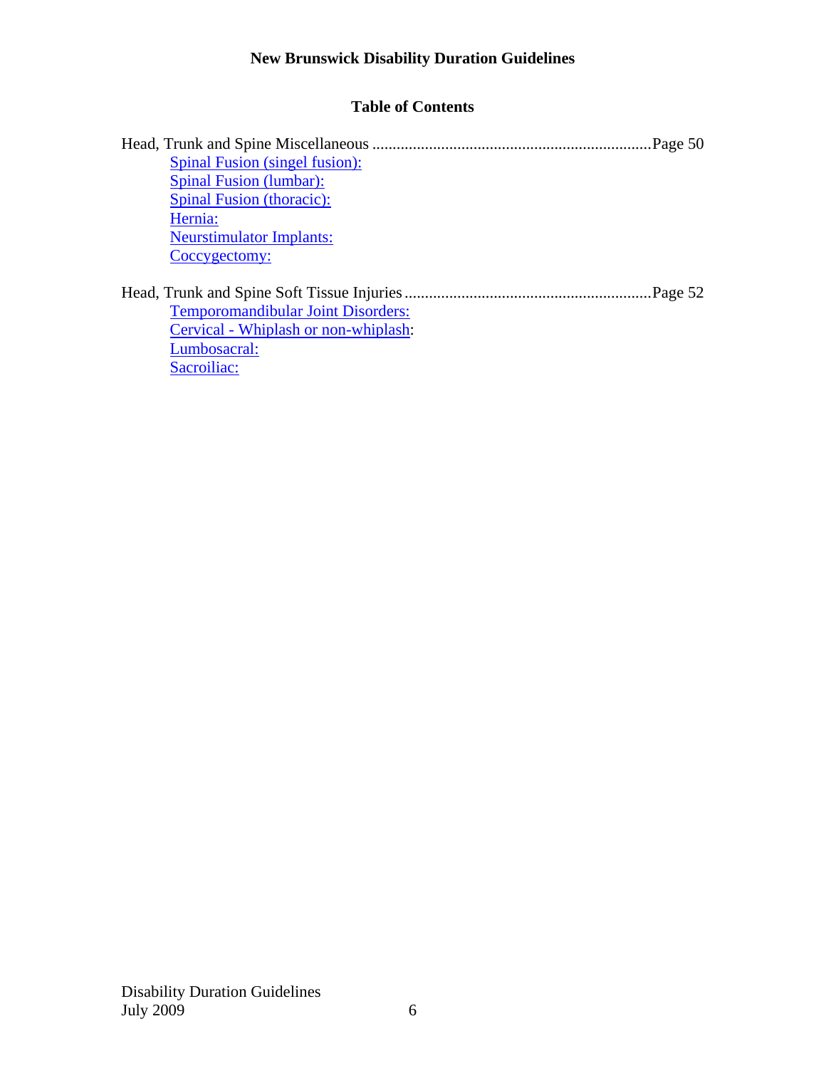**New Brunswick Disability Duration Guidelines**

**Table of Contents**

Head, Trunk and Spine Miscellaneous ..................................................................... Page 50

- Spinal Fusion (singel fusion):
- Spinal Fusion (lumbar):
- Spinal Fusion (thoracic):
- Hernia:
- Neurstimulator Implants:
- Coccygectomy:

Head, Trunk and Spine Soft Tissue Injuries ............................................................. Page 52

- Temporomandibular Joint Disorders:
- Cervical - Whiplash or non-whiplash:
- Lumbosacral:
- Sacroiliac: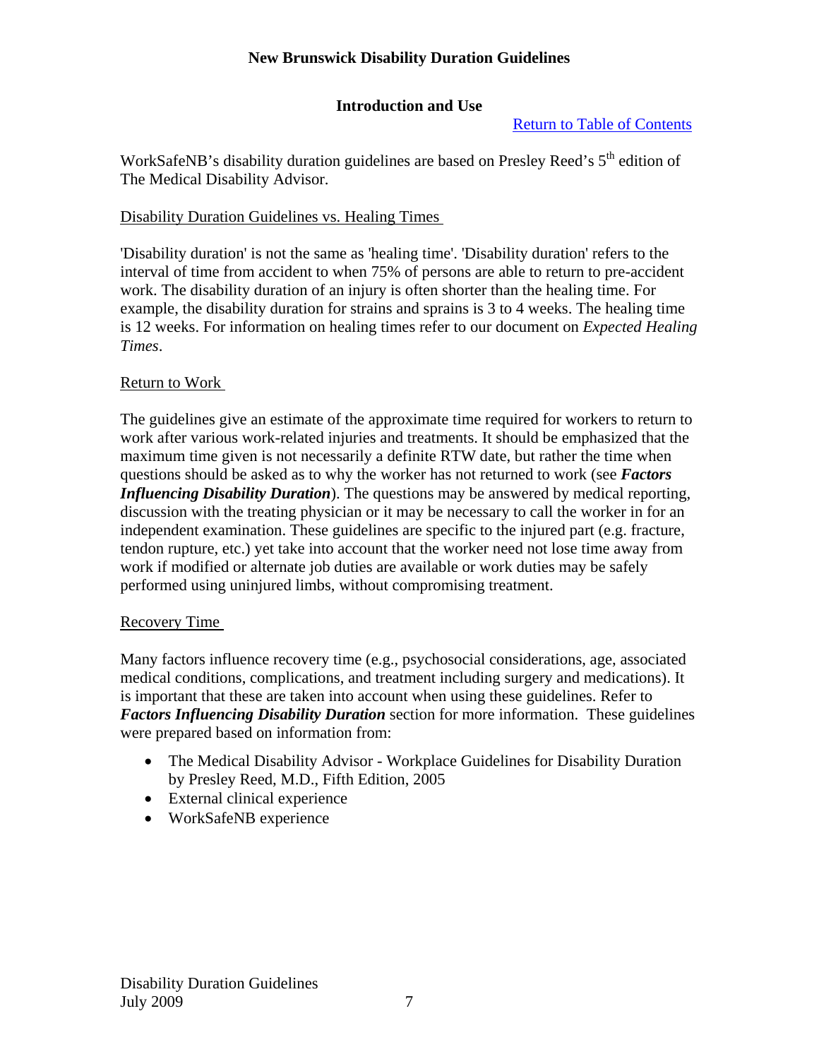## Introduction and Use

Return to Table of Contents

WorkSafeNB's disability duration guidelines are based on Presley Reed's 5th edition of The Medical Disability Advisor.

### Disability Duration Guidelines vs. Healing Times

'Disability duration' is not the same as 'healing time'. 'Disability duration' refers to the interval of time from accident to when 75% of persons are able to return to pre-accident work. The disability duration of an injury is often shorter than the healing time. For example, the disability duration for strains and sprains is 3 to 4 weeks. The healing time is 12 weeks. For information on healing times refer to our document on *Expected Healing Times*.

### Return to Work

The guidelines give an estimate of the approximate time required for workers to return to work after various work-related injuries and treatments. It should be emphasized that the maximum time given is not necessarily a definite RTW date, but rather the time when questions should be asked as to why the worker has not returned to work (see ***Factors Influencing Disability Duration***). The questions may be answered by medical reporting, discussion with the treating physician or it may be necessary to call the worker in for an independent examination. These guidelines are specific to the injured part (e.g. fracture, tendon rupture, etc.) yet take into account that the worker need not lose time away from work if modified or alternate job duties are available or work duties may be safely performed using uninjured limbs, without compromising treatment.

### Recovery Time

Many factors influence recovery time (e.g., psychosocial considerations, age, associated medical conditions, complications, and treatment including surgery and medications). It is important that these are taken into account when using these guidelines. Refer to ***Factors Influencing Disability Duration*** section for more information. These guidelines were prepared based on information from:

- The Medical Disability Advisor - Workplace Guidelines for Disability Duration by Presley Reed, M.D., Fifth Edition, 2005
- External clinical experience
- WorkSafeNB experience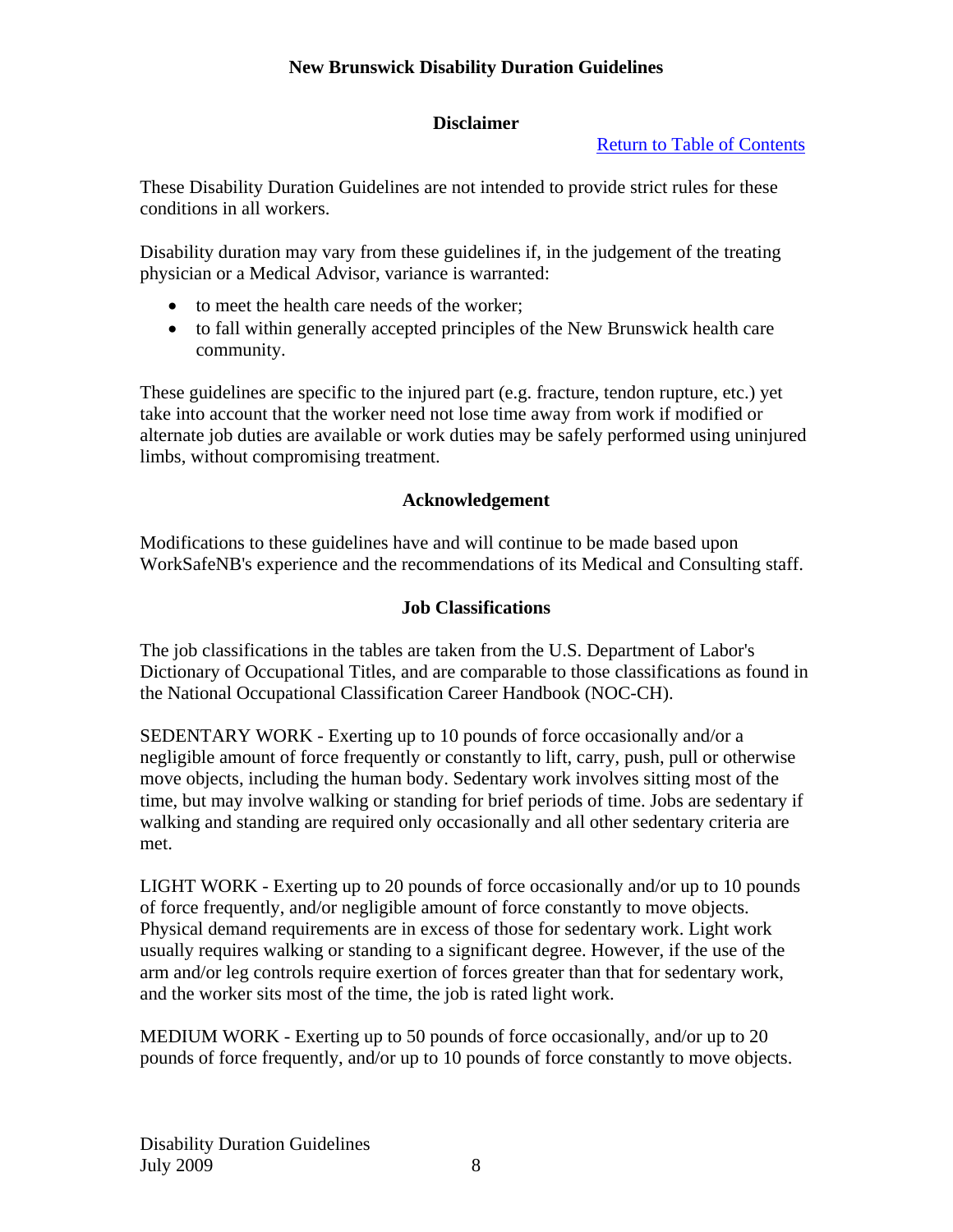## Disclaimer

[Return to Table of Contents]

These Disability Duration Guidelines are not intended to provide strict rules for these conditions in all workers.

Disability duration may vary from these guidelines if, in the judgement of the treating physician or a Medical Advisor, variance is warranted:

- to meet the health care needs of the worker;
- to fall within generally accepted principles of the New Brunswick health care community.

These guidelines are specific to the injured part (e.g. fracture, tendon rupture, etc.) yet take into account that the worker need not lose time away from work if modified or alternate job duties are available or work duties may be safely performed using uninjured limbs, without compromising treatment.

## Acknowledgement

Modifications to these guidelines have and will continue to be made based upon WorkSafeNB's experience and the recommendations of its Medical and Consulting staff.

## Job Classifications

The job classifications in the tables are taken from the U.S. Department of Labor's Dictionary of Occupational Titles, and are comparable to those classifications as found in the National Occupational Classification Career Handbook (NOC-CH).

SEDENTARY WORK - Exerting up to 10 pounds of force occasionally and/or a negligible amount of force frequently or constantly to lift, carry, push, pull or otherwise move objects, including the human body. Sedentary work involves sitting most of the time, but may involve walking or standing for brief periods of time. Jobs are sedentary if walking and standing are required only occasionally and all other sedentary criteria are met.

LIGHT WORK - Exerting up to 20 pounds of force occasionally and/or up to 10 pounds of force frequently, and/or negligible amount of force constantly to move objects. Physical demand requirements are in excess of those for sedentary work. Light work usually requires walking or standing to a significant degree. However, if the use of the arm and/or leg controls require exertion of forces greater than that for sedentary work, and the worker sits most of the time, the job is rated light work.

MEDIUM WORK - Exerting up to 50 pounds of force occasionally, and/or up to 20 pounds of force frequently, and/or up to 10 pounds of force constantly to move objects.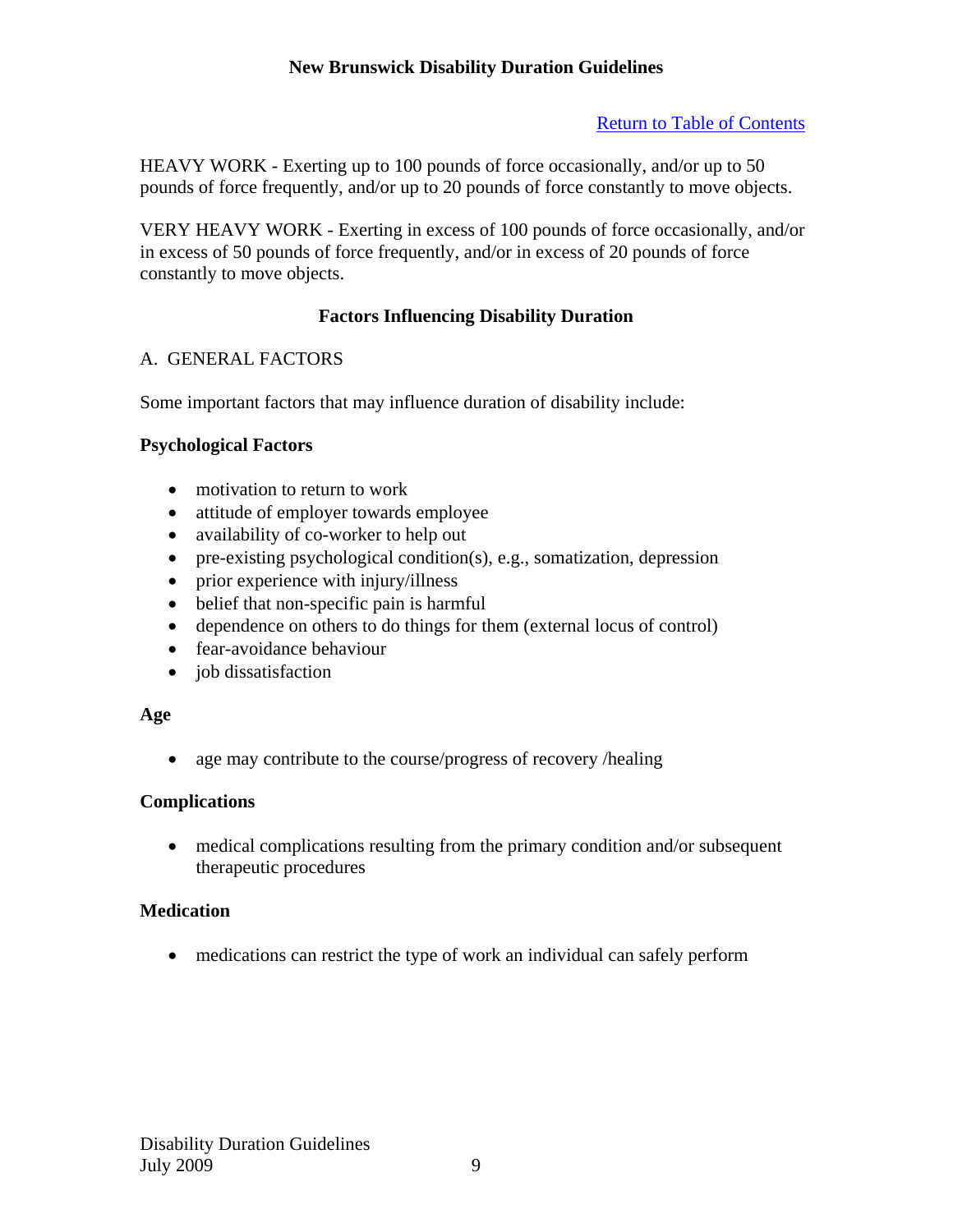Return to Table of Contents

HEAVY WORK - Exerting up to 100 pounds of force occasionally, and/or up to 50 pounds of force frequently, and/or up to 20 pounds of force constantly to move objects.

VERY HEAVY WORK - Exerting in excess of 100 pounds of force occasionally, and/or in excess of 50 pounds of force frequently, and/or in excess of 20 pounds of force constantly to move objects.

## Factors Influencing Disability Duration

A. GENERAL FACTORS

Some important factors that may influence duration of disability include:

**Psychological Factors**

- motivation to return to work
- attitude of employer towards employee
- availability of co-worker to help out
- pre-existing psychological condition(s), e.g., somatization, depression
- prior experience with injury/illness
- belief that non-specific pain is harmful
- dependence on others to do things for them (external locus of control)
- fear-avoidance behaviour
- job dissatisfaction

**Age**

- age may contribute to the course/progress of recovery /healing

**Complications**

- medical complications resulting from the primary condition and/or subsequent therapeutic procedures

**Medication**

- medications can restrict the type of work an individual can safely perform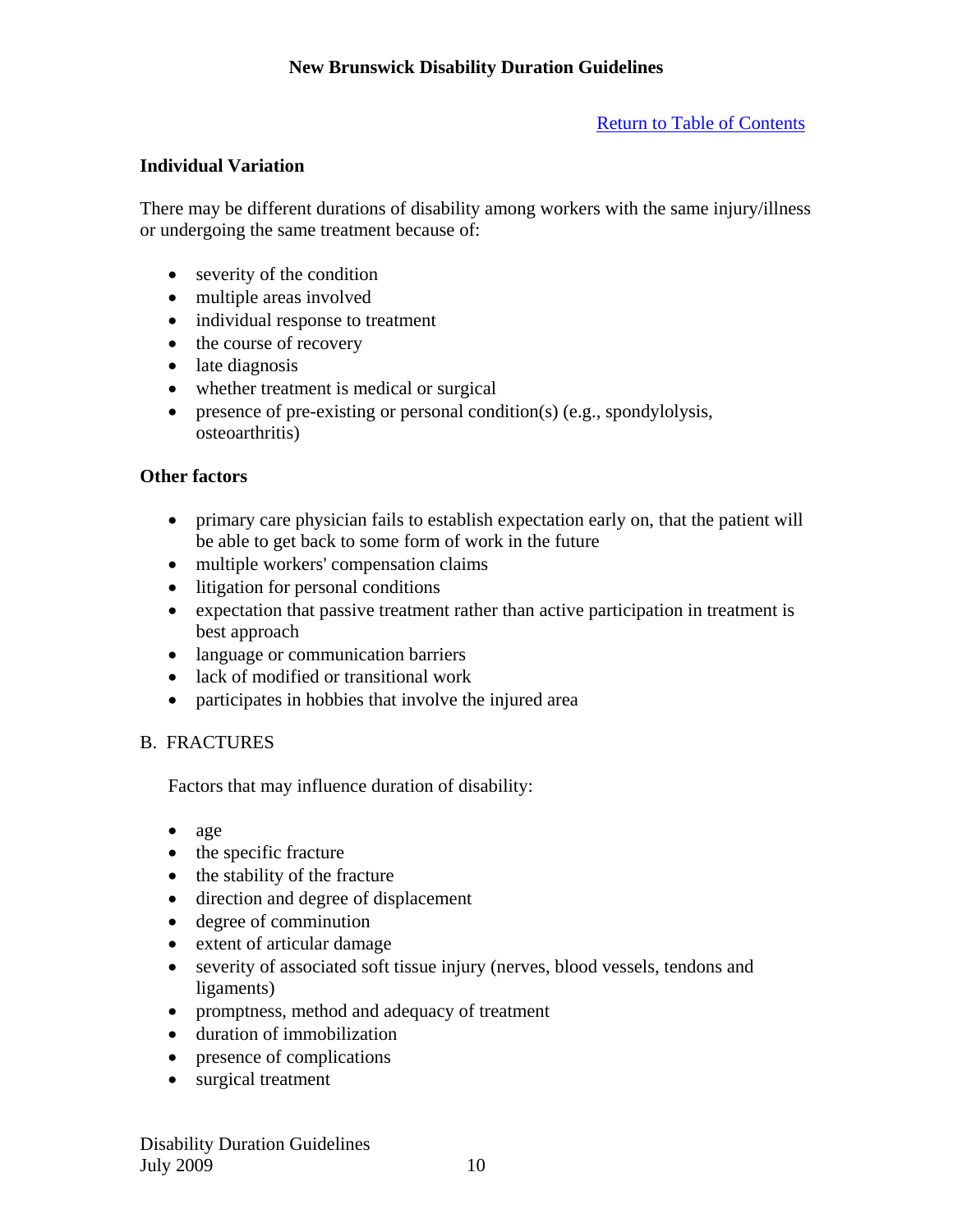Return to Table of Contents

**Individual Variation**

There may be different durations of disability among workers with the same injury/illness or undergoing the same treatment because of:

- severity of the condition
- multiple areas involved
- individual response to treatment
- the course of recovery
- late diagnosis
- whether treatment is medical or surgical
- presence of pre-existing or personal condition(s) (e.g., spondylolysis, osteoarthritis)

**Other factors**

- primary care physician fails to establish expectation early on, that the patient will be able to get back to some form of work in the future
- multiple workers' compensation claims
- litigation for personal conditions
- expectation that passive treatment rather than active participation in treatment is best approach
- language or communication barriers
- lack of modified or transitional work
- participates in hobbies that involve the injured area

B. FRACTURES

Factors that may influence duration of disability:

- age
- the specific fracture
- the stability of the fracture
- direction and degree of displacement
- degree of comminution
- extent of articular damage
- severity of associated soft tissue injury (nerves, blood vessels, tendons and ligaments)
- promptness, method and adequacy of treatment
- duration of immobilization
- presence of complications
- surgical treatment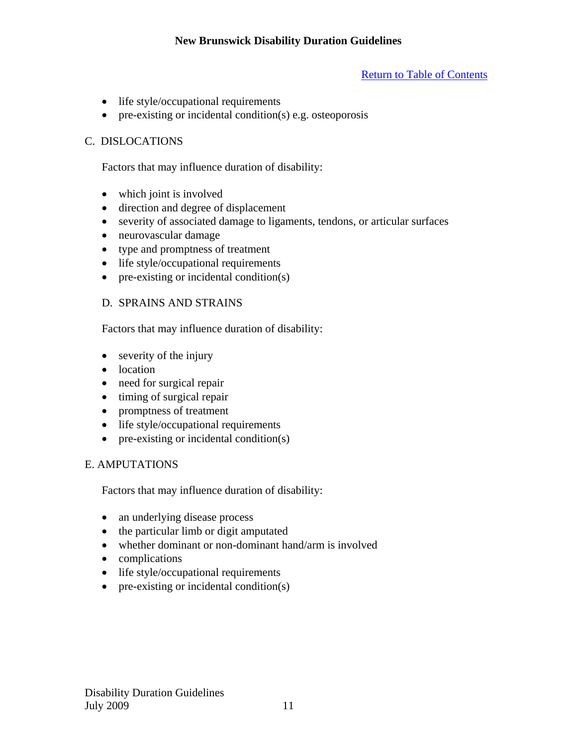- life style/occupational requirements
- pre-existing or incidental condition(s) e.g. osteoporosis

## C. DISLOCATIONS

Factors that may influence duration of disability:

- which joint is involved
- direction and degree of displacement
- severity of associated damage to ligaments, tendons, or articular surfaces
- neurovascular damage
- type and promptness of treatment
- life style/occupational requirements
- pre-existing or incidental condition(s)

## D. SPRAINS AND STRAINS

Factors that may influence duration of disability:

- severity of the injury
- location
- need for surgical repair
- timing of surgical repair
- promptness of treatment
- life style/occupational requirements
- pre-existing or incidental condition(s)

## E. AMPUTATIONS

Factors that may influence duration of disability:

- an underlying disease process
- the particular limb or digit amputated
- whether dominant or non-dominant hand/arm is involved
- complications
- life style/occupational requirements
- pre-existing or incidental condition(s)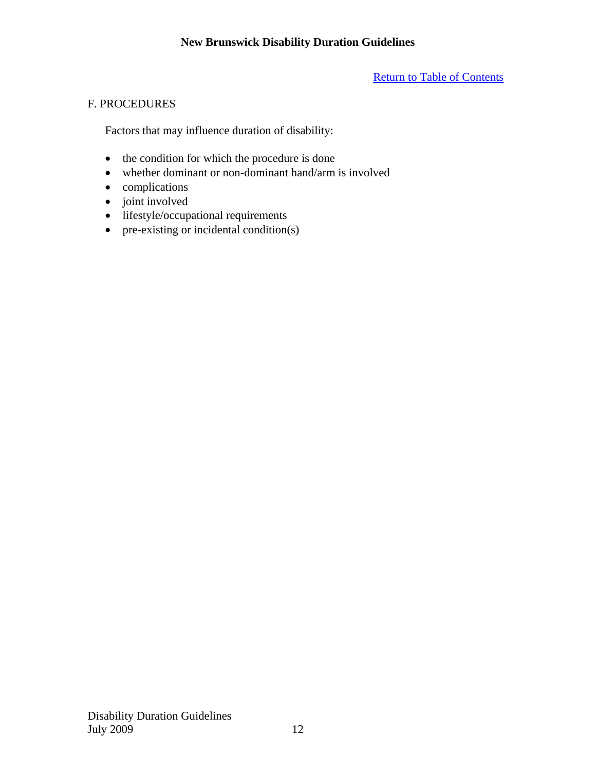[Return to Table of Contents]

## F. PROCEDURES

Factors that may influence duration of disability:

- the condition for which the procedure is done
- whether dominant or non-dominant hand/arm is involved
- complications
- joint involved
- lifestyle/occupational requirements
- pre-existing or incidental condition(s)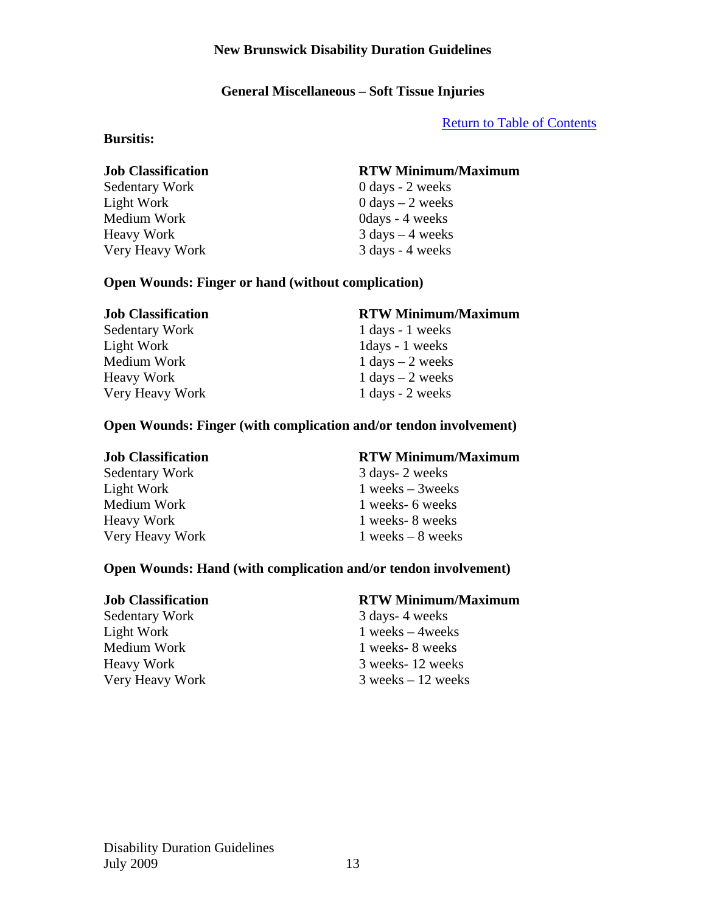**New Brunswick Disability Duration Guidelines**

## General Miscellaneous – Soft Tissue Injuries

[Return to Table of Contents]

### Bursitis:

| Job Classification | RTW Minimum/Maximum |
|---|---|
| Sedentary Work | 0 days - 2 weeks |
| Light Work | 0 days – 2 weeks |
| Medium Work | 0days - 4 weeks |
| Heavy Work | 3 days – 4 weeks |
| Very Heavy Work | 3 days - 4 weeks |

### Open Wounds: Finger or hand (without complication)

| Job Classification | RTW Minimum/Maximum |
|---|---|
| Sedentary Work | 1 days - 1 weeks |
| Light Work | 1days - 1 weeks |
| Medium Work | 1 days – 2 weeks |
| Heavy Work | 1 days – 2 weeks |
| Very Heavy Work | 1 days - 2 weeks |

### Open Wounds: Finger (with complication and/or tendon involvement)

| Job Classification | RTW Minimum/Maximum |
|---|---|
| Sedentary Work | 3 days- 2 weeks |
| Light Work | 1 weeks – 3weeks |
| Medium Work | 1 weeks- 6 weeks |
| Heavy Work | 1 weeks- 8 weeks |
| Very Heavy Work | 1 weeks – 8 weeks |

### Open Wounds: Hand (with complication and/or tendon involvement)

| Job Classification | RTW Minimum/Maximum |
|---|---|
| Sedentary Work | 3 days- 4 weeks |
| Light Work | 1 weeks – 4weeks |
| Medium Work | 1 weeks- 8 weeks |
| Heavy Work | 3 weeks- 12 weeks |
| Very Heavy Work | 3 weeks – 12 weeks |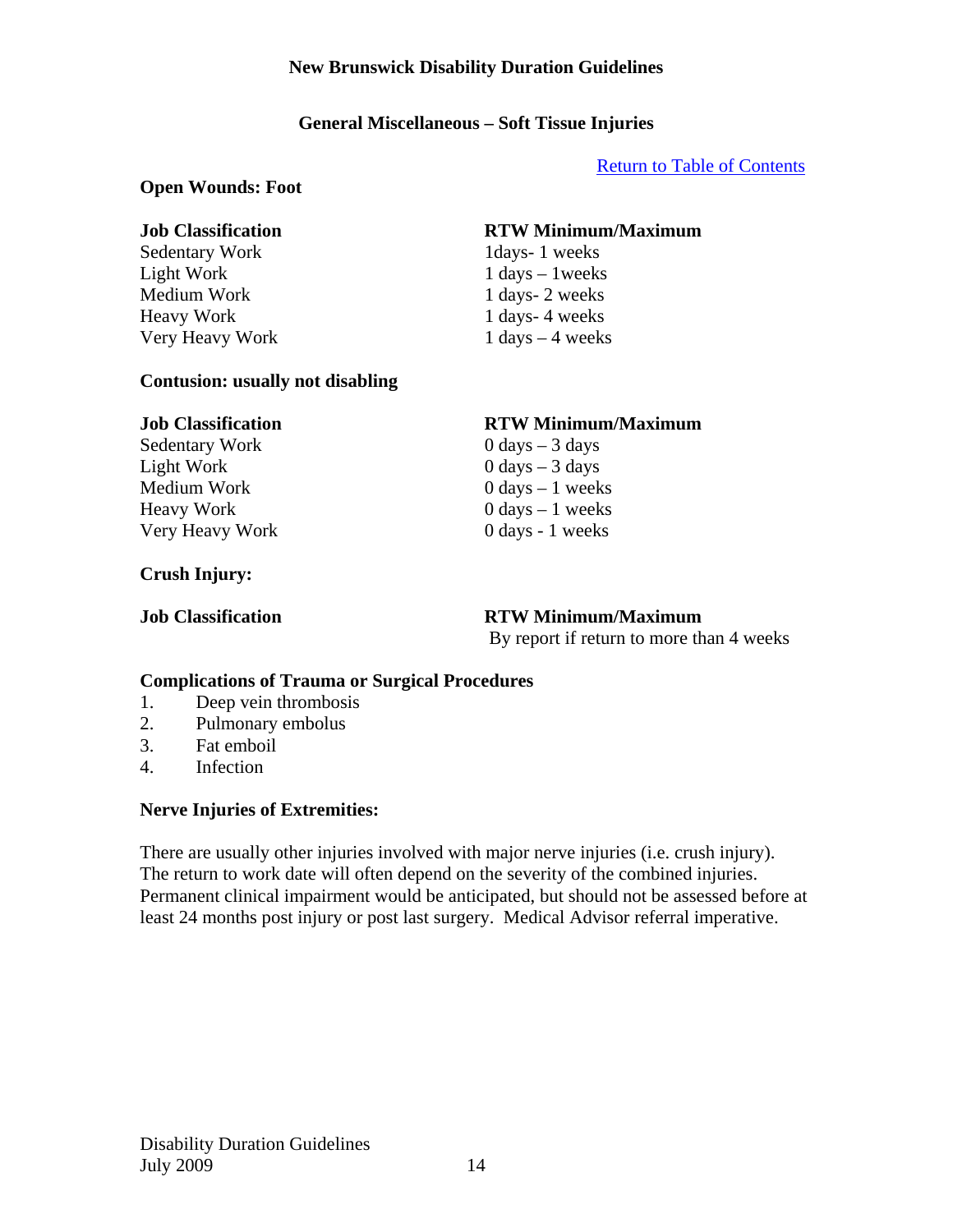**New Brunswick Disability Duration Guidelines**

## General Miscellaneous – Soft Tissue Injuries

[Return to Table of Contents]

### Open Wounds: Foot

| Job Classification | RTW Minimum/Maximum |
| --- | --- |
| Sedentary Work | 1days- 1 weeks |
| Light Work | 1 days – 1weeks |
| Medium Work | 1 days- 2 weeks |
| Heavy Work | 1 days- 4 weeks |
| Very Heavy Work | 1 days – 4 weeks |

### Contusion: usually not disabling

| Job Classification | RTW Minimum/Maximum |
| --- | --- |
| Sedentary Work | 0 days – 3 days |
| Light Work | 0 days – 3 days |
| Medium Work | 0 days – 1 weeks |
| Heavy Work | 0 days – 1 weeks |
| Very Heavy Work | 0 days - 1 weeks |

### Crush Injury:

| Job Classification | RTW Minimum/Maximum |
| --- | --- |
| | By report if return to more than 4 weeks |

### Complications of Trauma or Surgical Procedures

1. Deep vein thrombosis
2. Pulmonary embolus
3. Fat emboil
4. Infection

### Nerve Injuries of Extremities:

There are usually other injuries involved with major nerve injuries (i.e. crush injury). The return to work date will often depend on the severity of the combined injuries. Permanent clinical impairment would be anticipated, but should not be assessed before at least 24 months post injury or post last surgery. Medical Advisor referral imperative.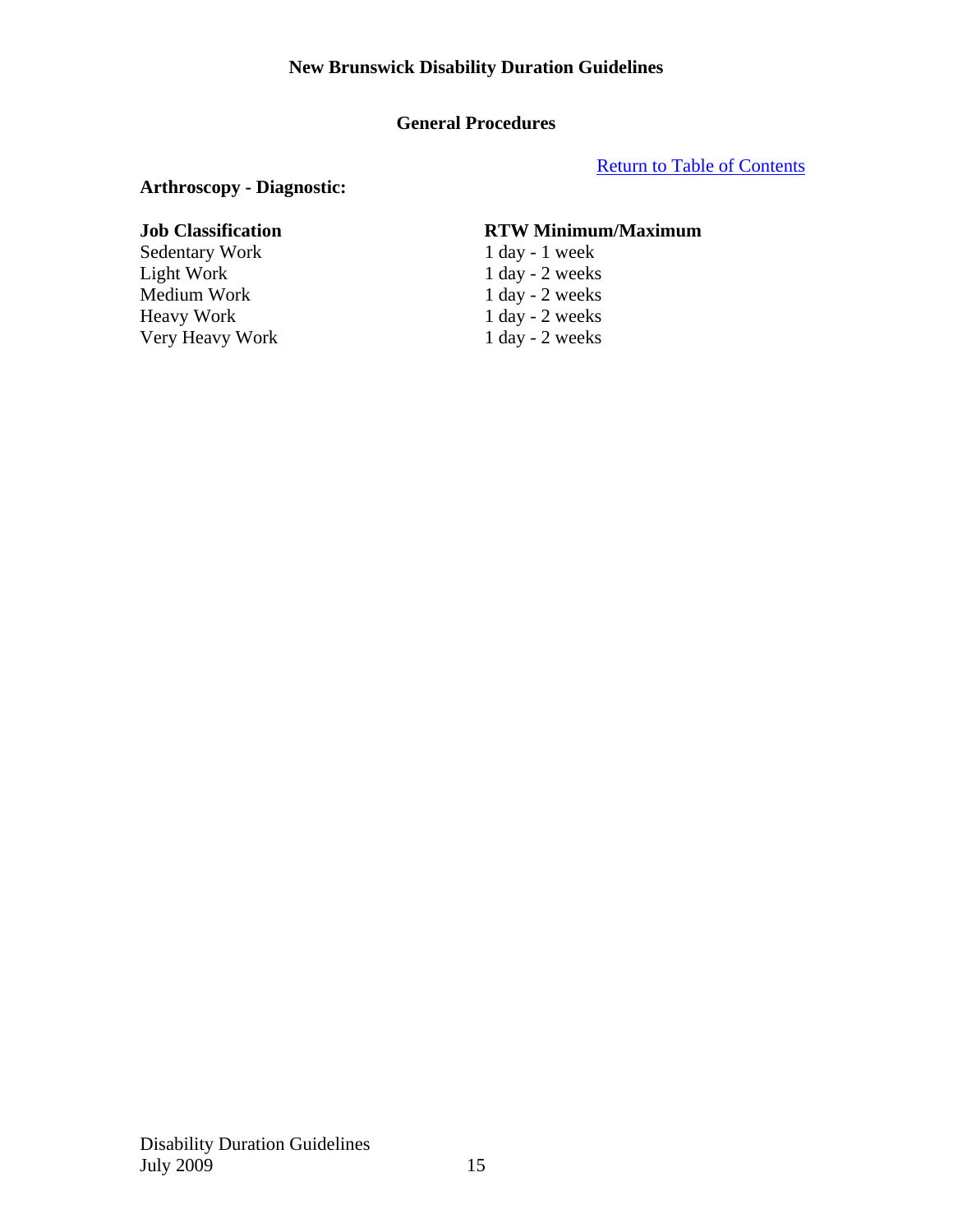## General Procedures

[Return to Table of Contents]

### Arthroscopy - Diagnostic:

| Job Classification | RTW Minimum/Maximum |
| --- | --- |
| Sedentary Work | 1 day - 1 week |
| Light Work | 1 day - 2 weeks |
| Medium Work | 1 day - 2 weeks |
| Heavy Work | 1 day - 2 weeks |
| Very Heavy Work | 1 day - 2 weeks |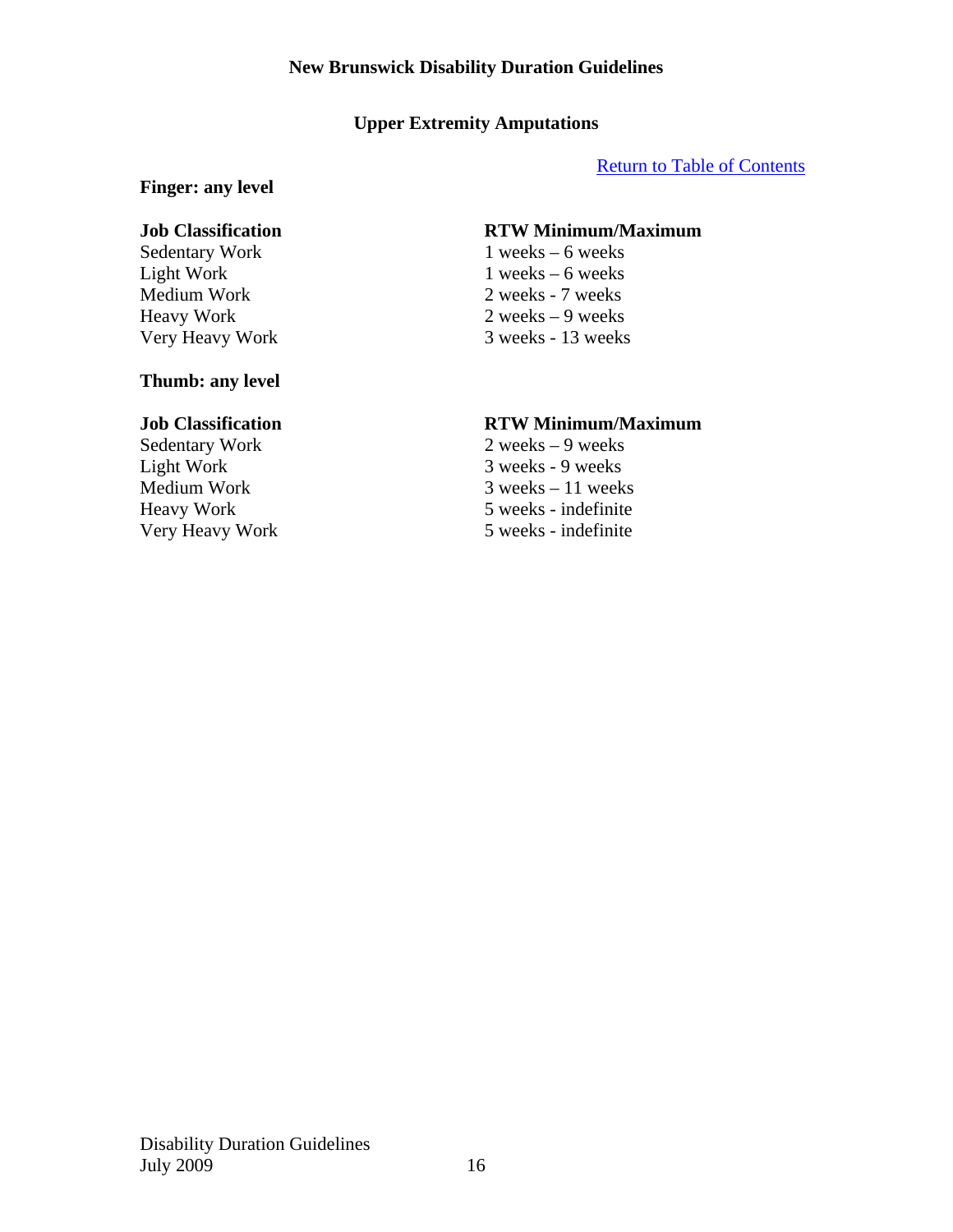## Upper Extremity Amputations

[Return to Table of Contents]

**Finger: any level**

| Job Classification | RTW Minimum/Maximum |
| --- | --- |
| Sedentary Work | 1 weeks – 6 weeks |
| Light Work | 1 weeks – 6 weeks |
| Medium Work | 2 weeks - 7 weeks |
| Heavy Work | 2 weeks – 9 weeks |
| Very Heavy Work | 3 weeks - 13 weeks |

**Thumb: any level**

| Job Classification | RTW Minimum/Maximum |
| --- | --- |
| Sedentary Work | 2 weeks – 9 weeks |
| Light Work | 3 weeks - 9 weeks |
| Medium Work | 3 weeks – 11 weeks |
| Heavy Work | 5 weeks - indefinite |
| Very Heavy Work | 5 weeks - indefinite |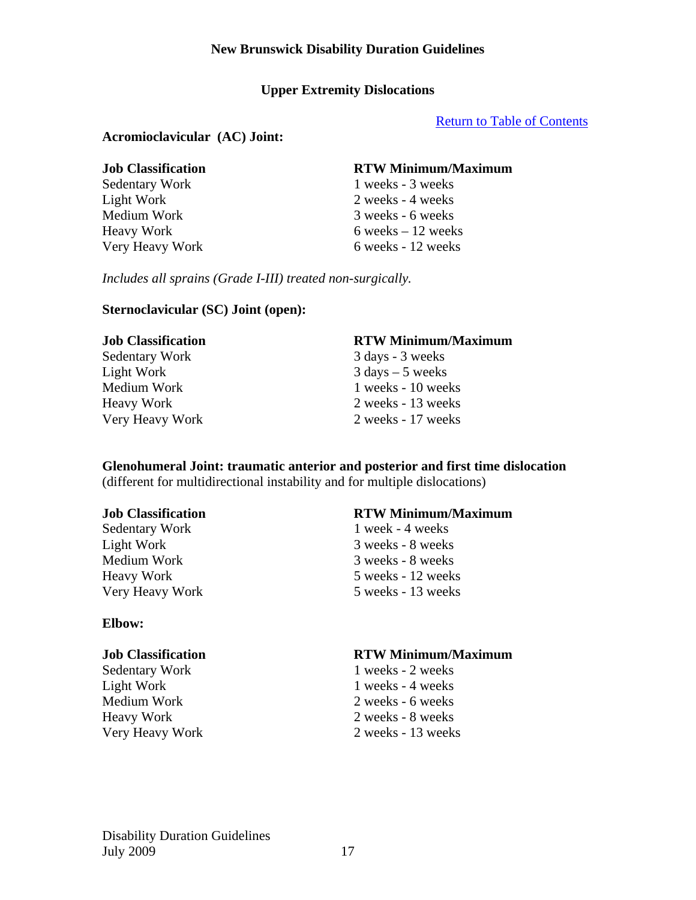## Upper Extremity Dislocations

[Return to Table of Contents]

### Acromioclavicular (AC) Joint:

| Job Classification | RTW Minimum/Maximum |
|---|---|
| Sedentary Work | 1 weeks - 3 weeks |
| Light Work | 2 weeks - 4 weeks |
| Medium Work | 3 weeks - 6 weeks |
| Heavy Work | 6 weeks – 12 weeks |
| Very Heavy Work | 6 weeks - 12 weeks |

*Includes all sprains (Grade I-III) treated non-surgically.*

### Sternoclavicular (SC) Joint (open):

| Job Classification | RTW Minimum/Maximum |
|---|---|
| Sedentary Work | 3 days - 3 weeks |
| Light Work | 3 days – 5 weeks |
| Medium Work | 1 weeks - 10 weeks |
| Heavy Work | 2 weeks - 13 weeks |
| Very Heavy Work | 2 weeks - 17 weeks |

### Glenohumeral Joint: traumatic anterior and posterior and first time dislocation

(different for multidirectional instability and for multiple dislocations)

| Job Classification | RTW Minimum/Maximum |
|---|---|
| Sedentary Work | 1 week - 4 weeks |
| Light Work | 3 weeks - 8 weeks |
| Medium Work | 3 weeks - 8 weeks |
| Heavy Work | 5 weeks - 12 weeks |
| Very Heavy Work | 5 weeks - 13 weeks |

### Elbow:

| Job Classification | RTW Minimum/Maximum |
|---|---|
| Sedentary Work | 1 weeks - 2 weeks |
| Light Work | 1 weeks - 4 weeks |
| Medium Work | 2 weeks - 6 weeks |
| Heavy Work | 2 weeks - 8 weeks |
| Very Heavy Work | 2 weeks - 13 weeks |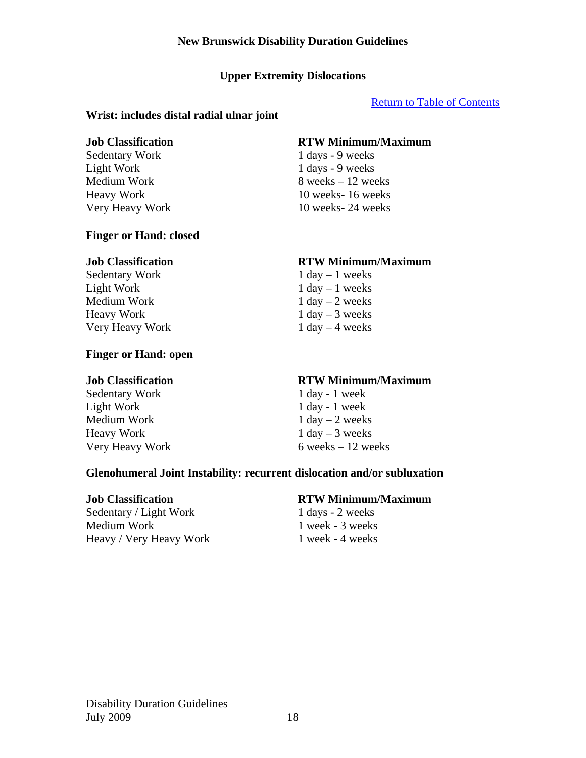## Upper Extremity Dislocations

[Return to Table of Contents]

### Wrist: includes distal radial ulnar joint

| Job Classification | RTW Minimum/Maximum |
|---|---|
| Sedentary Work | 1 days - 9 weeks |
| Light Work | 1 days - 9 weeks |
| Medium Work | 8 weeks – 12 weeks |
| Heavy Work | 10 weeks- 16 weeks |
| Very Heavy Work | 10 weeks- 24 weeks |

### Finger or Hand: closed

| Job Classification | RTW Minimum/Maximum |
|---|---|
| Sedentary Work | 1 day – 1 weeks |
| Light Work | 1 day – 1 weeks |
| Medium Work | 1 day – 2 weeks |
| Heavy Work | 1 day – 3 weeks |
| Very Heavy Work | 1 day – 4 weeks |

### Finger or Hand: open

| Job Classification | RTW Minimum/Maximum |
|---|---|
| Sedentary Work | 1 day - 1 week |
| Light Work | 1 day - 1 week |
| Medium Work | 1 day – 2 weeks |
| Heavy Work | 1 day – 3 weeks |
| Very Heavy Work | 6 weeks – 12 weeks |

### Glenohumeral Joint Instability: recurrent dislocation and/or subluxation

| Job Classification | RTW Minimum/Maximum |
|---|---|
| Sedentary / Light Work | 1 days - 2 weeks |
| Medium Work | 1 week - 3 weeks |
| Heavy / Very Heavy Work | 1 week - 4 weeks |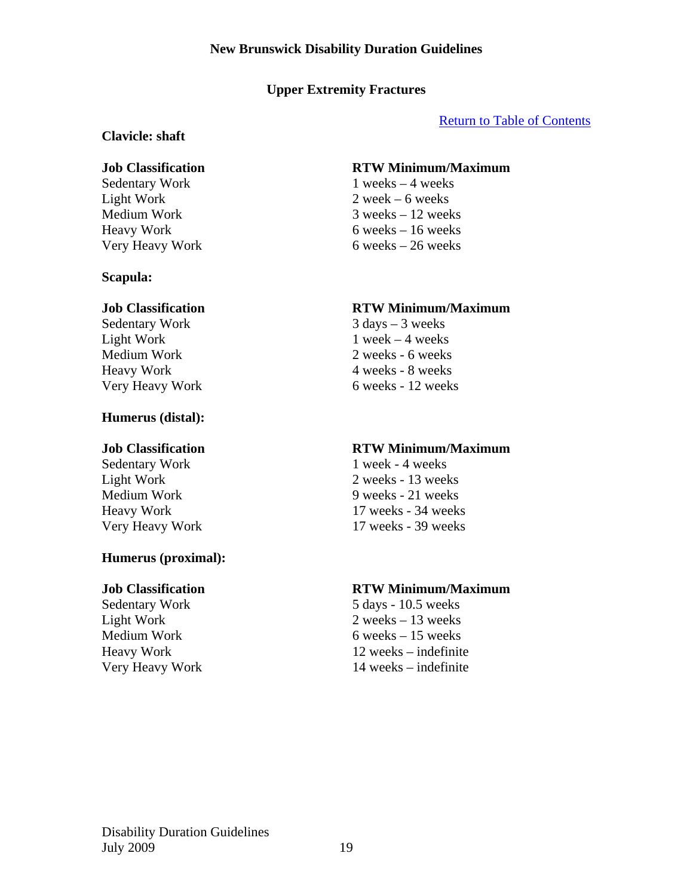# Upper Extremity Fractures

[Return to Table of Contents]

### Clavicle: shaft

| Job Classification | RTW Minimum/Maximum |
|---|---|
| Sedentary Work | 1 weeks – 4 weeks |
| Light Work | 2 week – 6 weeks |
| Medium Work | 3 weeks – 12 weeks |
| Heavy Work | 6 weeks – 16 weeks |
| Very Heavy Work | 6 weeks – 26 weeks |

### Scapula:

| Job Classification | RTW Minimum/Maximum |
|---|---|
| Sedentary Work | 3 days – 3 weeks |
| Light Work | 1 week – 4 weeks |
| Medium Work | 2 weeks - 6 weeks |
| Heavy Work | 4 weeks - 8 weeks |
| Very Heavy Work | 6 weeks - 12 weeks |

### Humerus (distal):

| Job Classification | RTW Minimum/Maximum |
|---|---|
| Sedentary Work | 1 week - 4 weeks |
| Light Work | 2 weeks - 13 weeks |
| Medium Work | 9 weeks - 21 weeks |
| Heavy Work | 17 weeks - 34 weeks |
| Very Heavy Work | 17 weeks - 39 weeks |

### Humerus (proximal):

| Job Classification | RTW Minimum/Maximum |
|---|---|
| Sedentary Work | 5 days - 10.5 weeks |
| Light Work | 2 weeks – 13 weeks |
| Medium Work | 6 weeks – 15 weeks |
| Heavy Work | 12 weeks – indefinite |
| Very Heavy Work | 14 weeks – indefinite |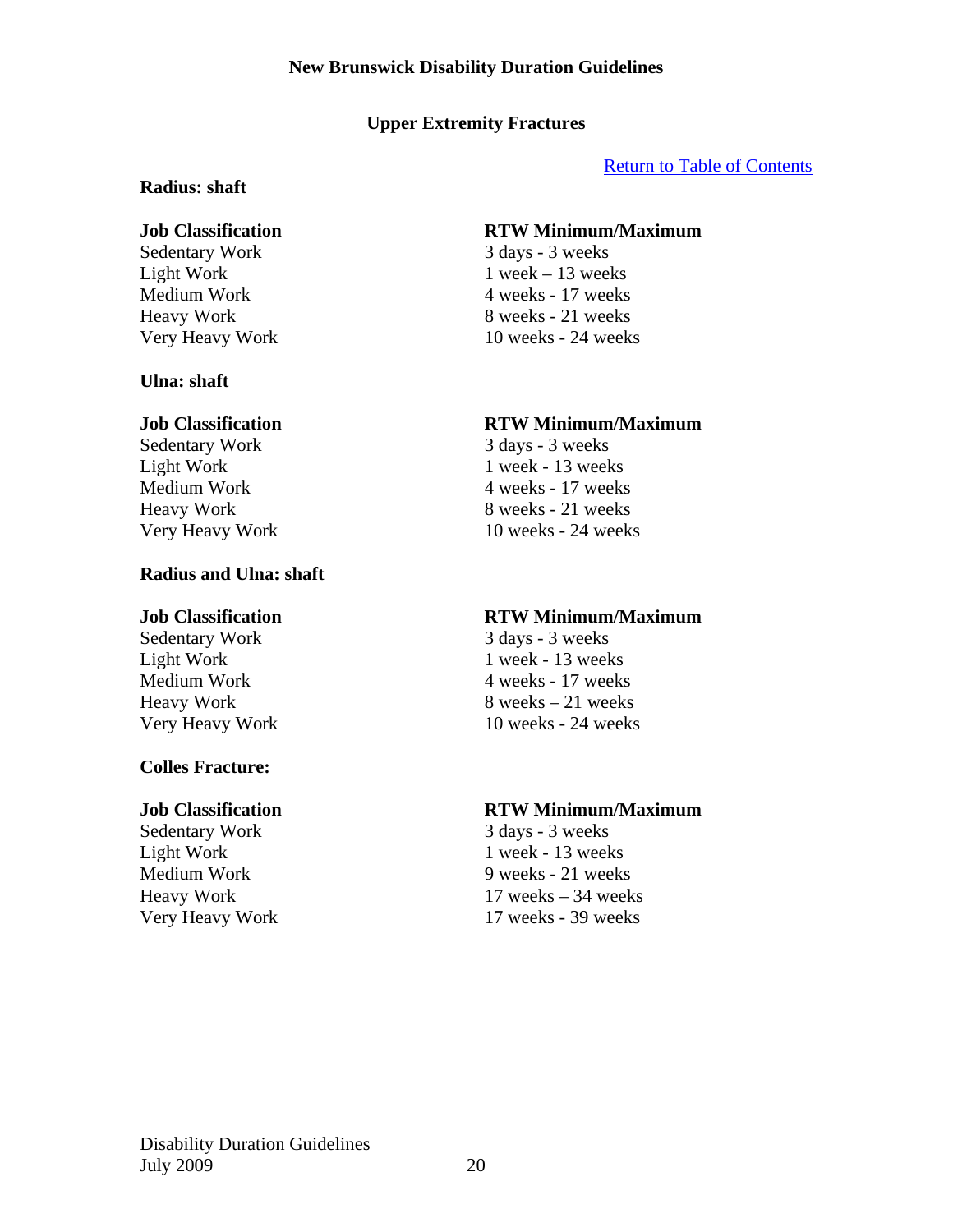## Upper Extremity Fractures

Return to Table of Contents

### Radius: shaft

| Job Classification | RTW Minimum/Maximum |
| --- | --- |
| Sedentary Work | 3 days - 3 weeks |
| Light Work | 1 week – 13 weeks |
| Medium Work | 4 weeks - 17 weeks |
| Heavy Work | 8 weeks - 21 weeks |
| Very Heavy Work | 10 weeks - 24 weeks |

### Ulna: shaft

| Job Classification | RTW Minimum/Maximum |
| --- | --- |
| Sedentary Work | 3 days - 3 weeks |
| Light Work | 1 week - 13 weeks |
| Medium Work | 4 weeks - 17 weeks |
| Heavy Work | 8 weeks - 21 weeks |
| Very Heavy Work | 10 weeks - 24 weeks |

### Radius and Ulna: shaft

| Job Classification | RTW Minimum/Maximum |
| --- | --- |
| Sedentary Work | 3 days - 3 weeks |
| Light Work | 1 week - 13 weeks |
| Medium Work | 4 weeks - 17 weeks |
| Heavy Work | 8 weeks – 21 weeks |
| Very Heavy Work | 10 weeks - 24 weeks |

### Colles Fracture:

| Job Classification | RTW Minimum/Maximum |
| --- | --- |
| Sedentary Work | 3 days - 3 weeks |
| Light Work | 1 week - 13 weeks |
| Medium Work | 9 weeks - 21 weeks |
| Heavy Work | 17 weeks – 34 weeks |
| Very Heavy Work | 17 weeks - 39 weeks |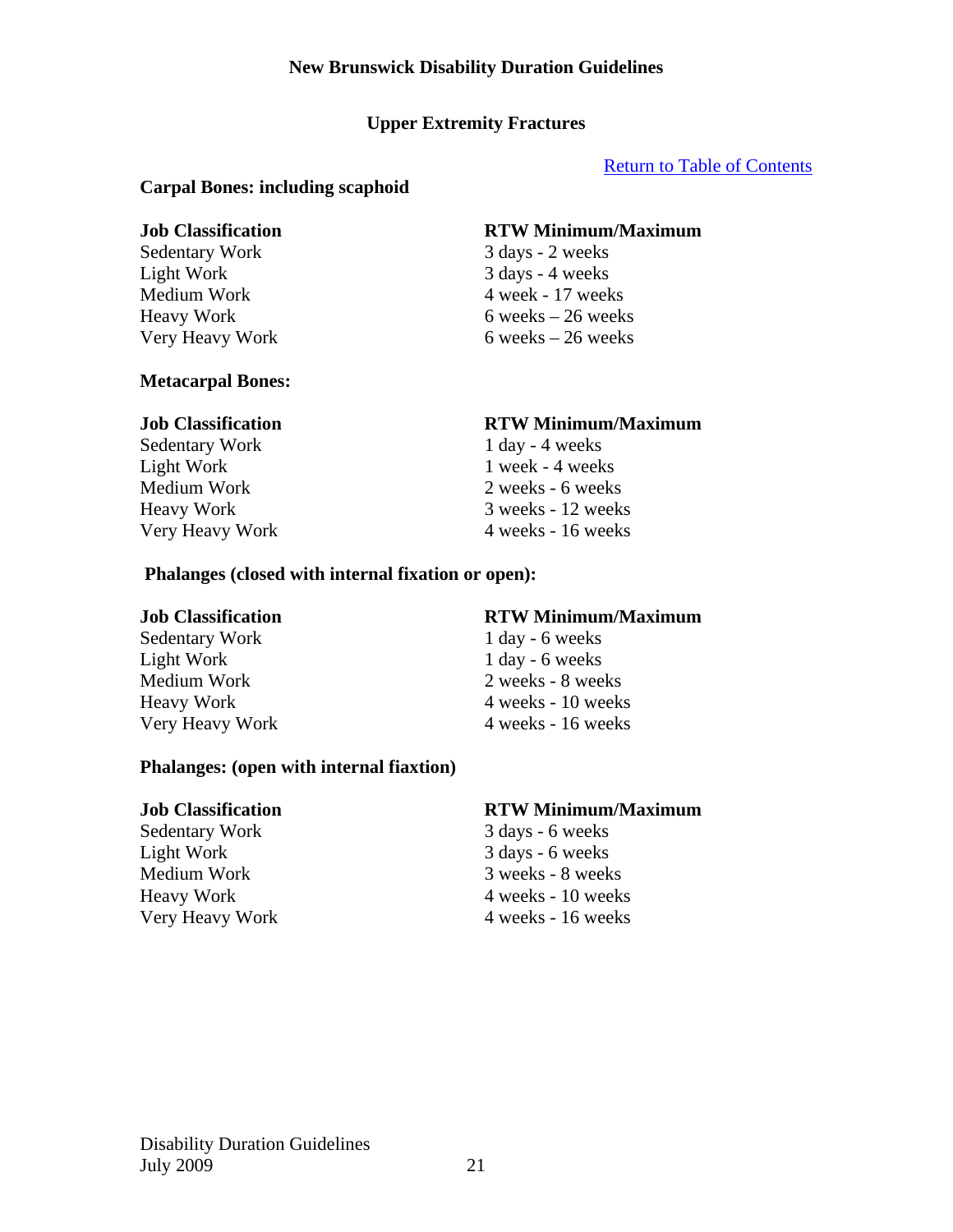## Upper Extremity Fractures

Return to Table of Contents

### Carpal Bones: including scaphoid

| Job Classification | RTW Minimum/Maximum |
|---|---|
| Sedentary Work | 3 days - 2 weeks |
| Light Work | 3 days - 4 weeks |
| Medium Work | 4 week - 17 weeks |
| Heavy Work | 6 weeks – 26 weeks |
| Very Heavy Work | 6 weeks – 26 weeks |

### Metacarpal Bones:

| Job Classification | RTW Minimum/Maximum |
|---|---|
| Sedentary Work | 1 day - 4 weeks |
| Light Work | 1 week - 4 weeks |
| Medium Work | 2 weeks - 6 weeks |
| Heavy Work | 3 weeks - 12 weeks |
| Very Heavy Work | 4 weeks - 16 weeks |

### Phalanges (closed with internal fixation or open):

| Job Classification | RTW Minimum/Maximum |
|---|---|
| Sedentary Work | 1 day - 6 weeks |
| Light Work | 1 day - 6 weeks |
| Medium Work | 2 weeks - 8 weeks |
| Heavy Work | 4 weeks - 10 weeks |
| Very Heavy Work | 4 weeks - 16 weeks |

### Phalanges: (open with internal fiaxtion)

| Job Classification | RTW Minimum/Maximum |
|---|---|
| Sedentary Work | 3 days - 6 weeks |
| Light Work | 3 days - 6 weeks |
| Medium Work | 3 weeks - 8 weeks |
| Heavy Work | 4 weeks - 10 weeks |
| Very Heavy Work | 4 weeks - 16 weeks |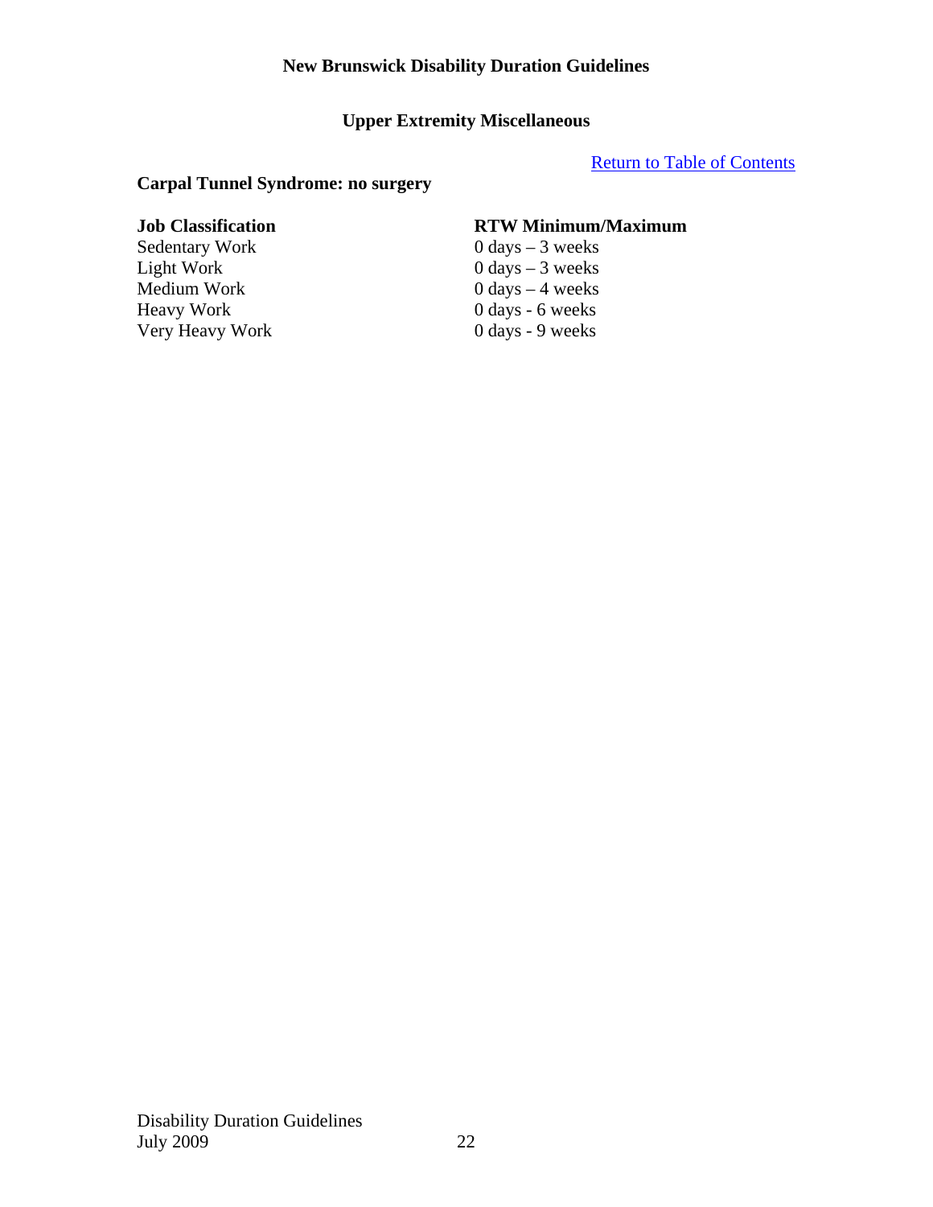## Upper Extremity Miscellaneous

[Return to Table of Contents]

### Carpal Tunnel Syndrome: no surgery

| Job Classification | RTW Minimum/Maximum |
|---|---|
| Sedentary Work | 0 days – 3 weeks |
| Light Work | 0 days – 3 weeks |
| Medium Work | 0 days – 4 weeks |
| Heavy Work | 0 days - 6 weeks |
| Very Heavy Work | 0 days - 9 weeks |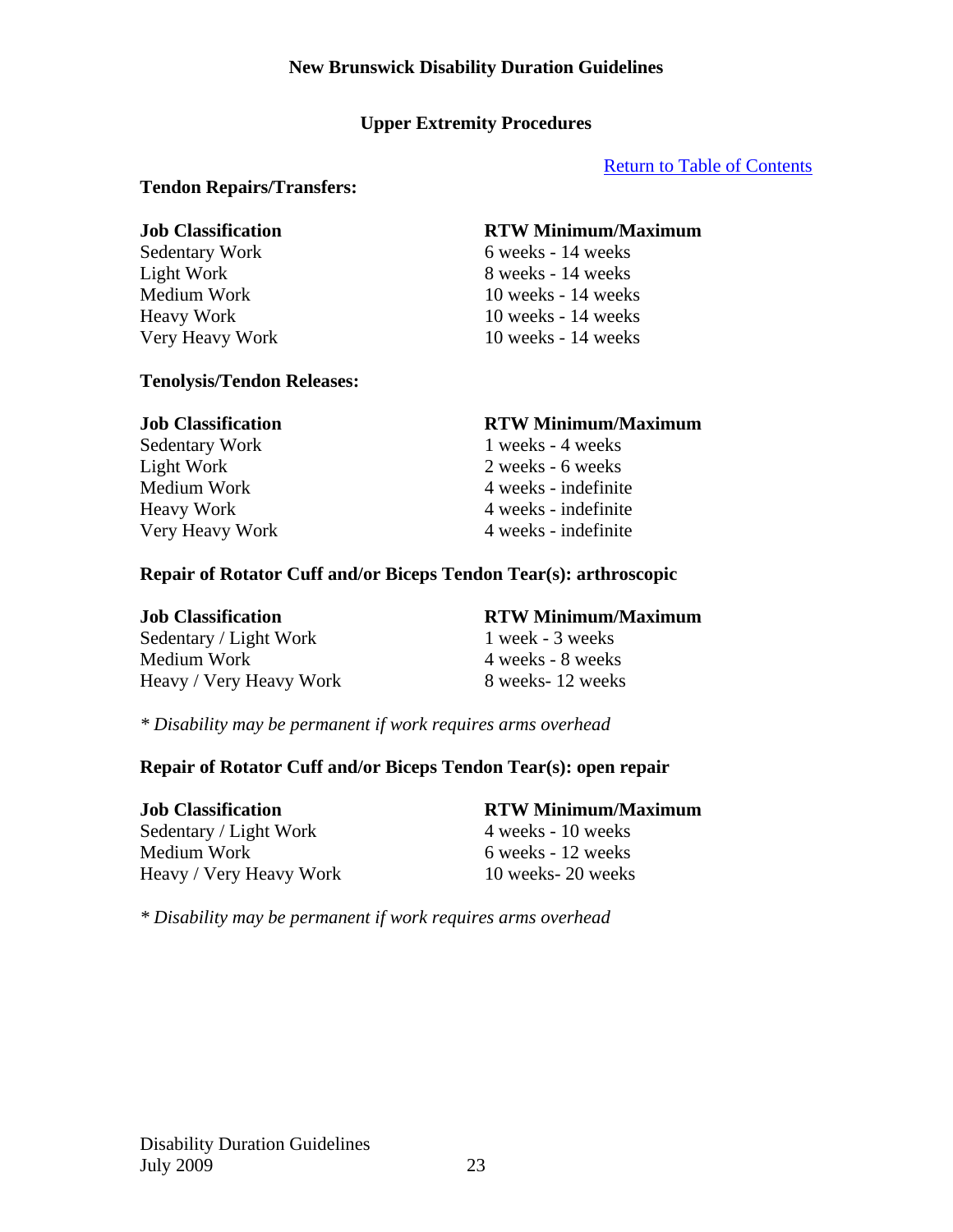**New Brunswick Disability Duration Guidelines**

## Upper Extremity Procedures

[Return to Table of Contents]

### Tendon Repairs/Transfers:

| Job Classification | RTW Minimum/Maximum |
| --- | --- |
| Sedentary Work | 6 weeks - 14 weeks |
| Light Work | 8 weeks - 14 weeks |
| Medium Work | 10 weeks - 14 weeks |
| Heavy Work | 10 weeks - 14 weeks |
| Very Heavy Work | 10 weeks - 14 weeks |

### Tenolysis/Tendon Releases:

| Job Classification | RTW Minimum/Maximum |
| --- | --- |
| Sedentary Work | 1 weeks - 4 weeks |
| Light Work | 2 weeks - 6 weeks |
| Medium Work | 4 weeks - indefinite |
| Heavy Work | 4 weeks - indefinite |
| Very Heavy Work | 4 weeks - indefinite |

### Repair of Rotator Cuff and/or Biceps Tendon Tear(s): arthroscopic

| Job Classification | RTW Minimum/Maximum |
| --- | --- |
| Sedentary / Light Work | 1 week - 3 weeks |
| Medium Work | 4 weeks - 8 weeks |
| Heavy / Very Heavy Work | 8 weeks- 12 weeks |

*\* Disability may be permanent if work requires arms overhead*

### Repair of Rotator Cuff and/or Biceps Tendon Tear(s): open repair

| Job Classification | RTW Minimum/Maximum |
| --- | --- |
| Sedentary / Light Work | 4 weeks - 10 weeks |
| Medium Work | 6 weeks - 12 weeks |
| Heavy / Very Heavy Work | 10 weeks- 20 weeks |

*\* Disability may be permanent if work requires arms overhead*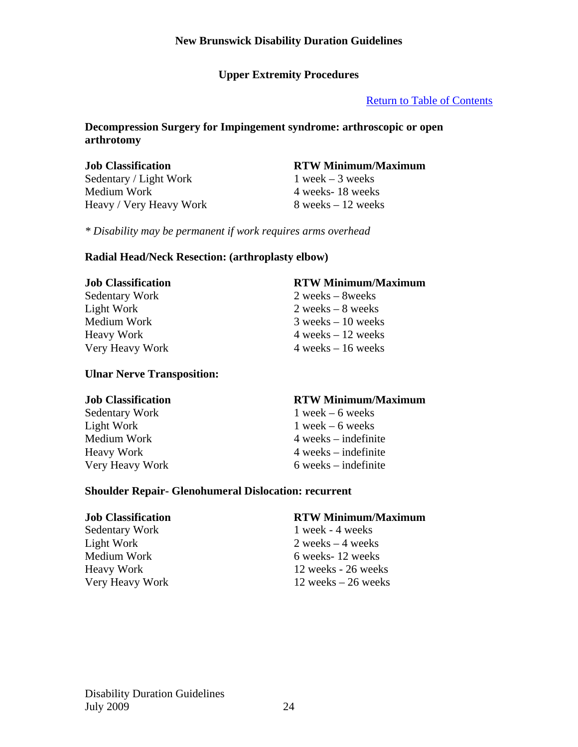## Upper Extremity Procedures

[Return to Table of Contents]

### Decompression Surgery for Impingement syndrome: arthroscopic or open arthrotomy

| Job Classification | RTW Minimum/Maximum |
|---|---|
| Sedentary / Light Work | 1 week – 3 weeks |
| Medium Work | 4 weeks- 18 weeks |
| Heavy / Very Heavy Work | 8 weeks – 12 weeks |

*\* Disability may be permanent if work requires arms overhead*

### Radial Head/Neck Resection: (arthroplasty elbow)

| Job Classification | RTW Minimum/Maximum |
|---|---|
| Sedentary Work | 2 weeks – 8weeks |
| Light Work | 2 weeks – 8 weeks |
| Medium Work | 3 weeks – 10 weeks |
| Heavy Work | 4 weeks – 12 weeks |
| Very Heavy Work | 4 weeks – 16 weeks |

### Ulnar Nerve Transposition:

| Job Classification | RTW Minimum/Maximum |
|---|---|
| Sedentary Work | 1 week – 6 weeks |
| Light Work | 1 week – 6 weeks |
| Medium Work | 4 weeks – indefinite |
| Heavy Work | 4 weeks – indefinite |
| Very Heavy Work | 6 weeks – indefinite |

### Shoulder Repair- Glenohumeral Dislocation: recurrent

| Job Classification | RTW Minimum/Maximum |
|---|---|
| Sedentary Work | 1 week - 4 weeks |
| Light Work | 2 weeks – 4 weeks |
| Medium Work | 6 weeks- 12 weeks |
| Heavy Work | 12 weeks - 26 weeks |
| Very Heavy Work | 12 weeks – 26 weeks |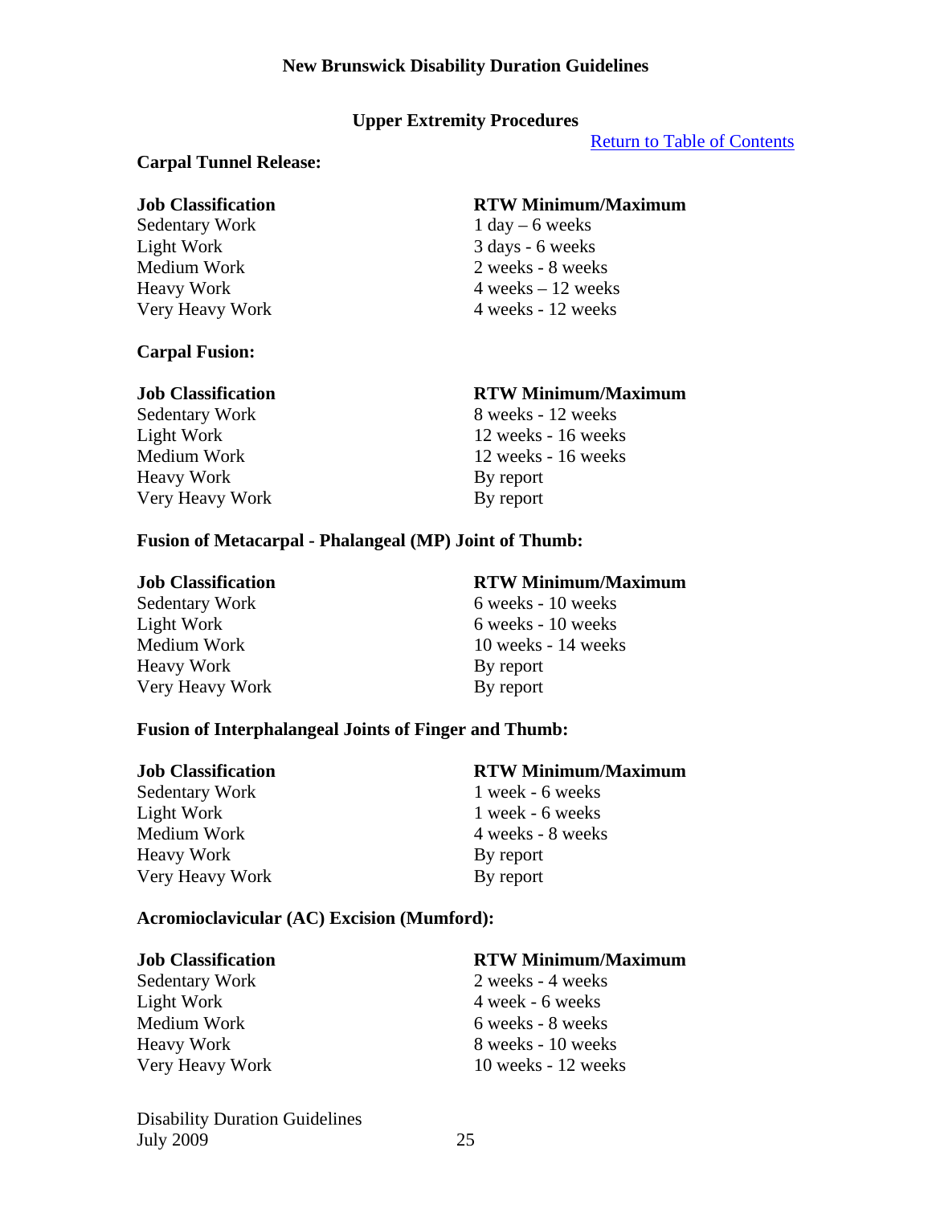## Upper Extremity Procedures

[Return to Table of Contents]

### Carpal Tunnel Release:

| Job Classification | RTW Minimum/Maximum |
|---|---|
| Sedentary Work | 1 day – 6 weeks |
| Light Work | 3 days - 6 weeks |
| Medium Work | 2 weeks - 8 weeks |
| Heavy Work | 4 weeks – 12 weeks |
| Very Heavy Work | 4 weeks - 12 weeks |

### Carpal Fusion:

| Job Classification | RTW Minimum/Maximum |
|---|---|
| Sedentary Work | 8 weeks - 12 weeks |
| Light Work | 12 weeks - 16 weeks |
| Medium Work | 12 weeks - 16 weeks |
| Heavy Work | By report |
| Very Heavy Work | By report |

### Fusion of Metacarpal - Phalangeal (MP) Joint of Thumb:

| Job Classification | RTW Minimum/Maximum |
|---|---|
| Sedentary Work | 6 weeks - 10 weeks |
| Light Work | 6 weeks - 10 weeks |
| Medium Work | 10 weeks - 14 weeks |
| Heavy Work | By report |
| Very Heavy Work | By report |

### Fusion of Interphalangeal Joints of Finger and Thumb:

| Job Classification | RTW Minimum/Maximum |
|---|---|
| Sedentary Work | 1 week - 6 weeks |
| Light Work | 1 week - 6 weeks |
| Medium Work | 4 weeks - 8 weeks |
| Heavy Work | By report |
| Very Heavy Work | By report |

### Acromioclavicular (AC) Excision (Mumford):

| Job Classification | RTW Minimum/Maximum |
|---|---|
| Sedentary Work | 2 weeks - 4 weeks |
| Light Work | 4 week - 6 weeks |
| Medium Work | 6 weeks - 8 weeks |
| Heavy Work | 8 weeks - 10 weeks |
| Very Heavy Work | 10 weeks - 12 weeks |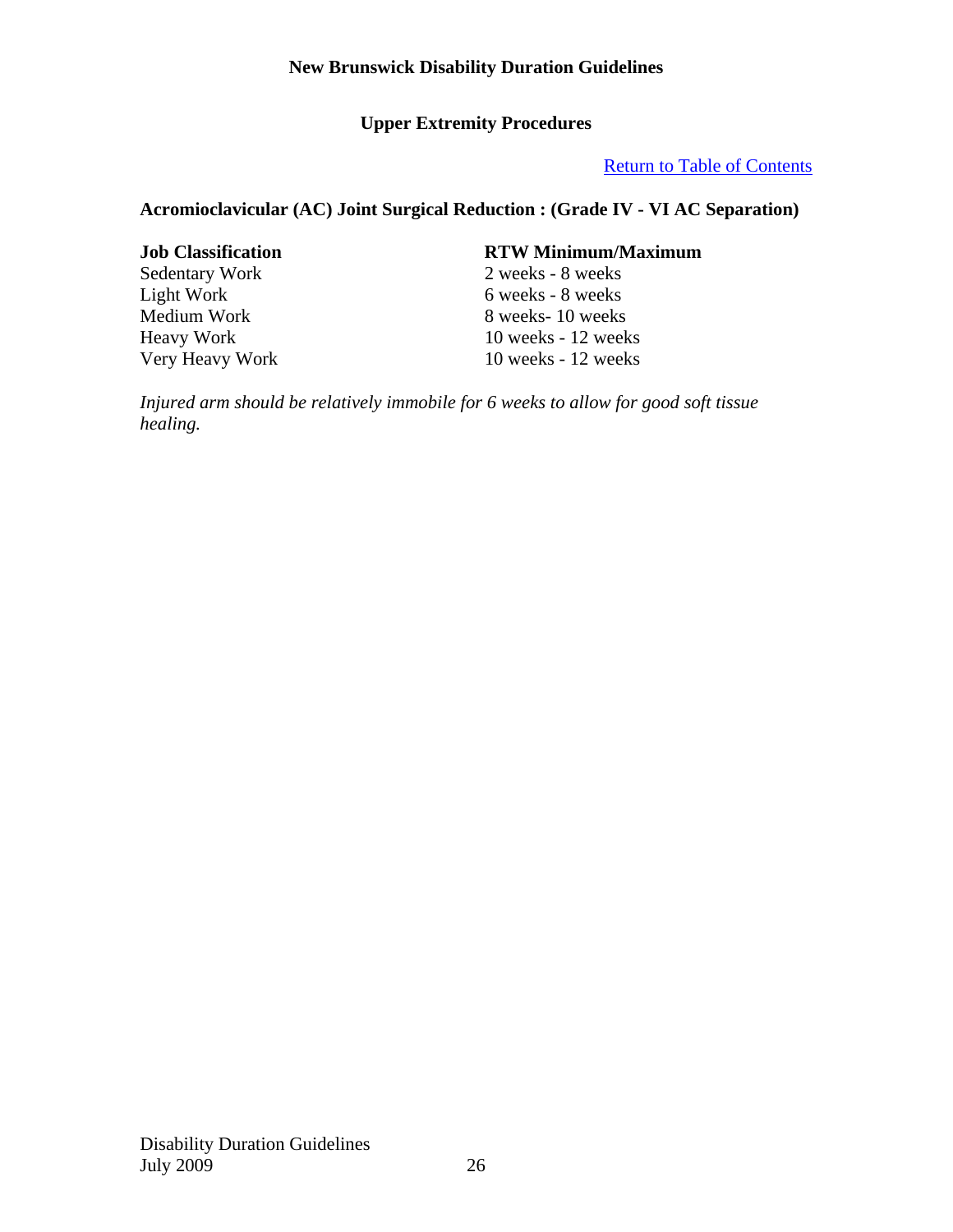## Upper Extremity Procedures

[Return to Table of Contents]

### Acromioclavicular (AC) Joint Surgical Reduction : (Grade IV - VI AC Separation)

| Job Classification | RTW Minimum/Maximum |
| --- | --- |
| Sedentary Work | 2 weeks - 8 weeks |
| Light Work | 6 weeks - 8 weeks |
| Medium Work | 8 weeks- 10 weeks |
| Heavy Work | 10 weeks - 12 weeks |
| Very Heavy Work | 10 weeks - 12 weeks |

*Injured arm should be relatively immobile for 6 weeks to allow for good soft tissue healing.*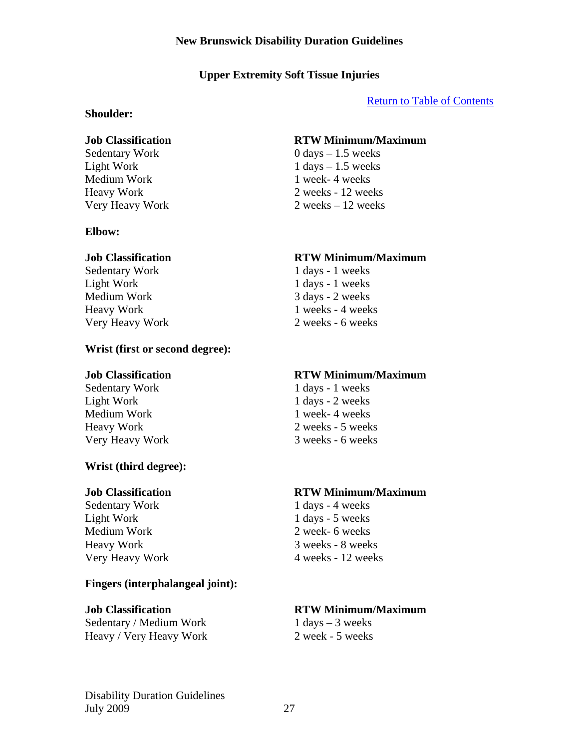# New Brunswick Disability Duration Guidelines

## Upper Extremity Soft Tissue Injuries

[Return to Table of Contents]

### Shoulder:

| Job Classification | RTW Minimum/Maximum |
|---|---|
| Sedentary Work | 0 days – 1.5 weeks |
| Light Work | 1 days – 1.5 weeks |
| Medium Work | 1 week- 4 weeks |
| Heavy Work | 2 weeks - 12 weeks |
| Very Heavy Work | 2 weeks – 12 weeks |

### Elbow:

| Job Classification | RTW Minimum/Maximum |
|---|---|
| Sedentary Work | 1 days - 1 weeks |
| Light Work | 1 days - 1 weeks |
| Medium Work | 3 days - 2 weeks |
| Heavy Work | 1 weeks - 4 weeks |
| Very Heavy Work | 2 weeks - 6 weeks |

### Wrist (first or second degree):

| Job Classification | RTW Minimum/Maximum |
|---|---|
| Sedentary Work | 1 days - 1 weeks |
| Light Work | 1 days - 2 weeks |
| Medium Work | 1 week- 4 weeks |
| Heavy Work | 2 weeks - 5 weeks |
| Very Heavy Work | 3 weeks - 6 weeks |

### Wrist (third degree):

| Job Classification | RTW Minimum/Maximum |
|---|---|
| Sedentary Work | 1 days - 4 weeks |
| Light Work | 1 days - 5 weeks |
| Medium Work | 2 week- 6 weeks |
| Heavy Work | 3 weeks - 8 weeks |
| Very Heavy Work | 4 weeks - 12 weeks |

### Fingers (interphalangeal joint):

| Job Classification | RTW Minimum/Maximum |
|---|---|
| Sedentary / Medium Work | 1 days – 3 weeks |
| Heavy / Very Heavy Work | 2 week - 5 weeks |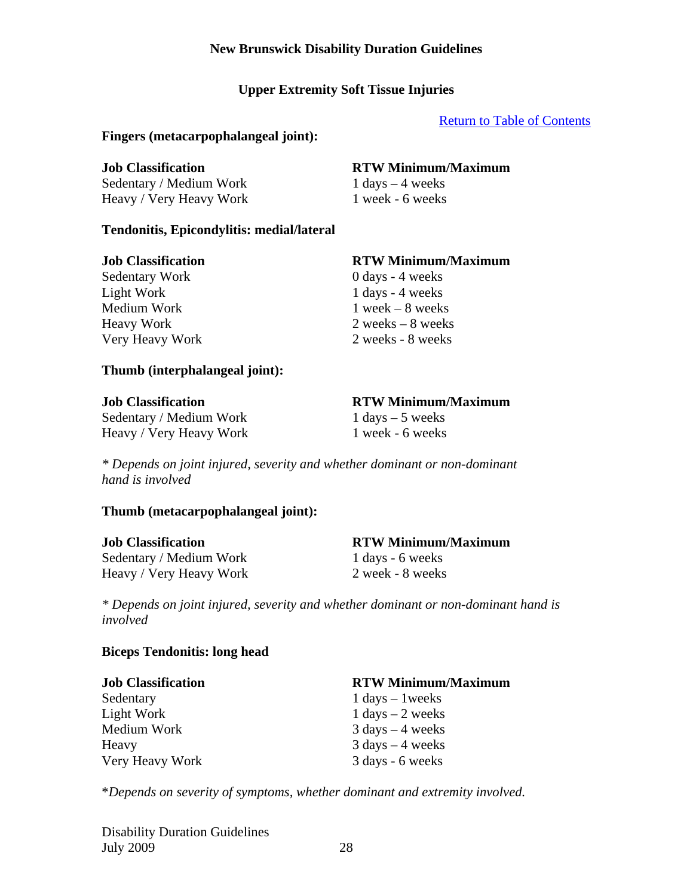**New Brunswick Disability Duration Guidelines**

## Upper Extremity Soft Tissue Injuries

Return to Table of Contents

### Fingers (metacarpophalangeal joint):

| Job Classification | RTW Minimum/Maximum |
|---|---|
| Sedentary / Medium Work | 1 days – 4 weeks |
| Heavy / Very Heavy Work | 1 week - 6 weeks |

### Tendonitis, Epicondylitis: medial/lateral

| Job Classification | RTW Minimum/Maximum |
|---|---|
| Sedentary Work | 0 days - 4 weeks |
| Light Work | 1 days - 4 weeks |
| Medium Work | 1 week – 8 weeks |
| Heavy Work | 2 weeks – 8 weeks |
| Very Heavy Work | 2 weeks - 8 weeks |

### Thumb (interphalangeal joint):

| Job Classification | RTW Minimum/Maximum |
|---|---|
| Sedentary / Medium Work | 1 days – 5 weeks |
| Heavy / Very Heavy Work | 1 week - 6 weeks |

*\* Depends on joint injured, severity and whether dominant or non-dominant hand is involved*

### Thumb (metacarpophalangeal joint):

| Job Classification | RTW Minimum/Maximum |
|---|---|
| Sedentary / Medium Work | 1 days - 6 weeks |
| Heavy / Very Heavy Work | 2 week - 8 weeks |

*\* Depends on joint injured, severity and whether dominant or non-dominant hand is involved*

### Biceps Tendonitis: long head

| Job Classification | RTW Minimum/Maximum |
|---|---|
| Sedentary | 1 days – 1weeks |
| Light Work | 1 days – 2 weeks |
| Medium Work | 3 days – 4 weeks |
| Heavy | 3 days – 4 weeks |
| Very Heavy Work | 3 days - 6 weeks |

\**Depends on severity of symptoms, whether dominant and extremity involved.*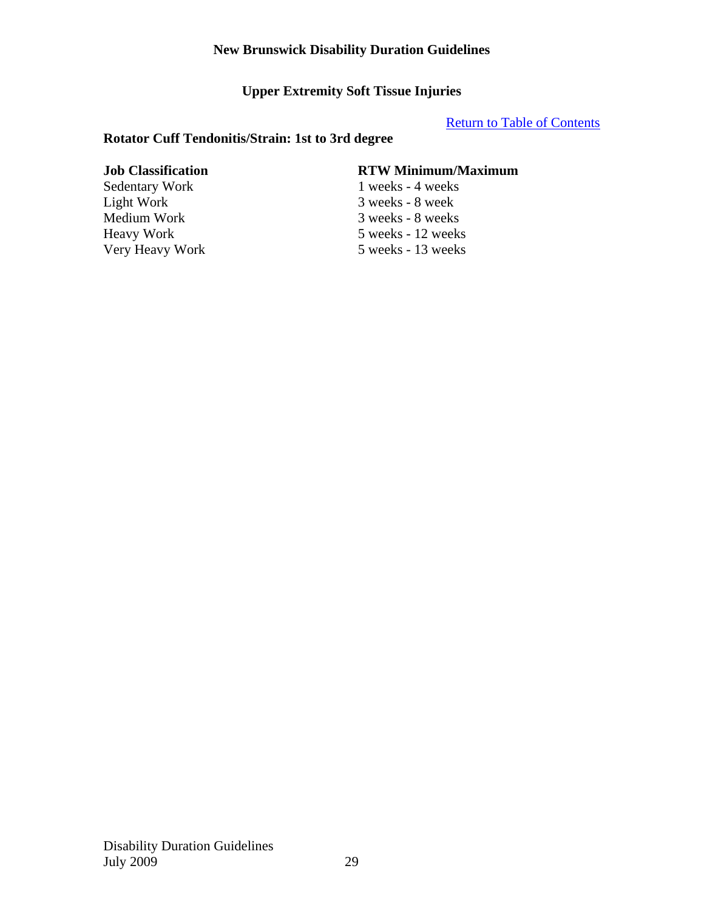# New Brunswick Disability Duration Guidelines

## Upper Extremity Soft Tissue Injuries

[Return to Table of Contents]

### Rotator Cuff Tendonitis/Strain: 1st to 3rd degree

| Job Classification | RTW Minimum/Maximum |
| --- | --- |
| Sedentary Work | 1 weeks - 4 weeks |
| Light Work | 3 weeks - 8 week |
| Medium Work | 3 weeks - 8 weeks |
| Heavy Work | 5 weeks - 12 weeks |
| Very Heavy Work | 5 weeks - 13 weeks |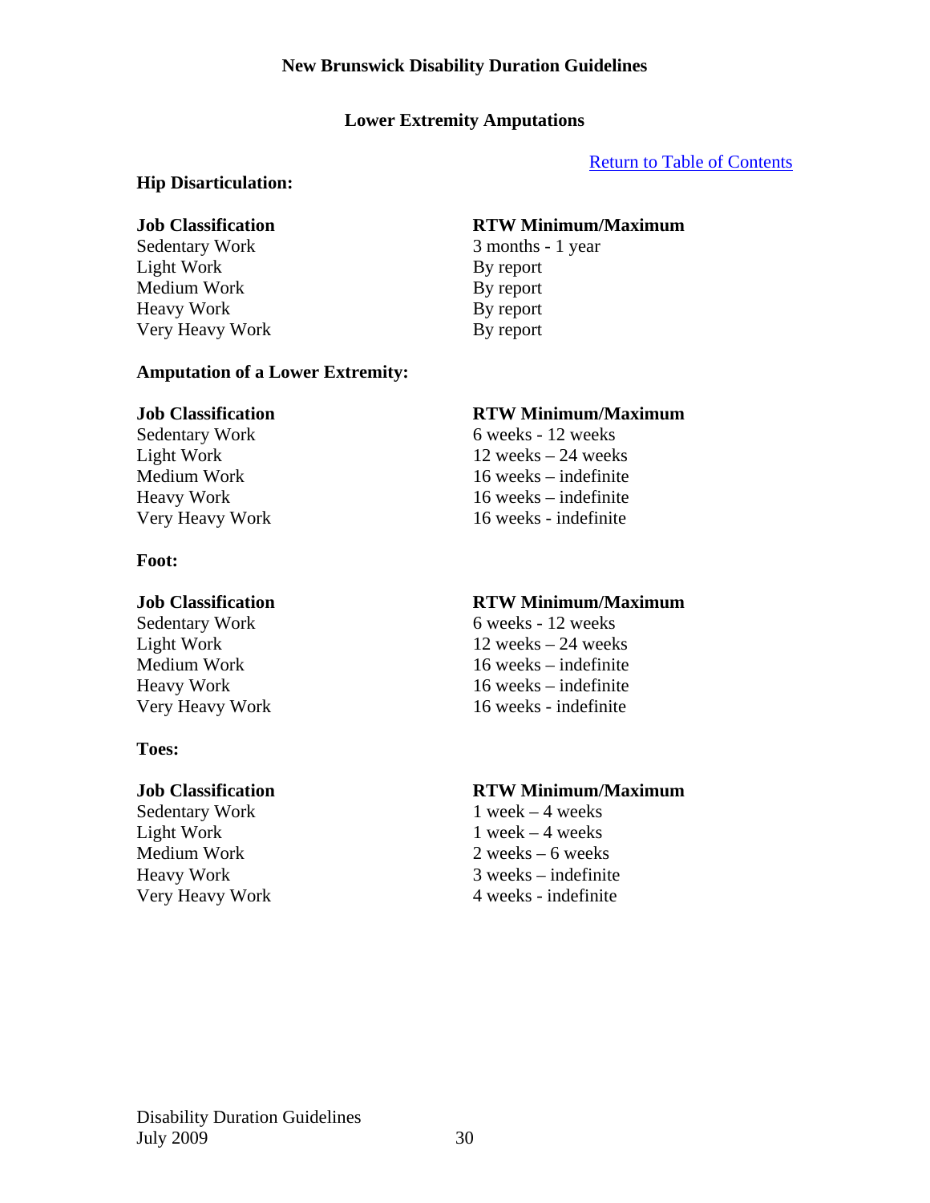## Lower Extremity Amputations

[Return to Table of Contents]

### Hip Disarticulation:

| Job Classification | RTW Minimum/Maximum |
| --- | --- |
| Sedentary Work | 3 months - 1 year |
| Light Work | By report |
| Medium Work | By report |
| Heavy Work | By report |
| Very Heavy Work | By report |

### Amputation of a Lower Extremity:

| Job Classification | RTW Minimum/Maximum |
| --- | --- |
| Sedentary Work | 6 weeks - 12 weeks |
| Light Work | 12 weeks – 24 weeks |
| Medium Work | 16 weeks – indefinite |
| Heavy Work | 16 weeks – indefinite |
| Very Heavy Work | 16 weeks - indefinite |

### Foot:

| Job Classification | RTW Minimum/Maximum |
| --- | --- |
| Sedentary Work | 6 weeks - 12 weeks |
| Light Work | 12 weeks – 24 weeks |
| Medium Work | 16 weeks – indefinite |
| Heavy Work | 16 weeks – indefinite |
| Very Heavy Work | 16 weeks - indefinite |

### Toes:

| Job Classification | RTW Minimum/Maximum |
| --- | --- |
| Sedentary Work | 1 week – 4 weeks |
| Light Work | 1 week – 4 weeks |
| Medium Work | 2 weeks – 6 weeks |
| Heavy Work | 3 weeks – indefinite |
| Very Heavy Work | 4 weeks - indefinite |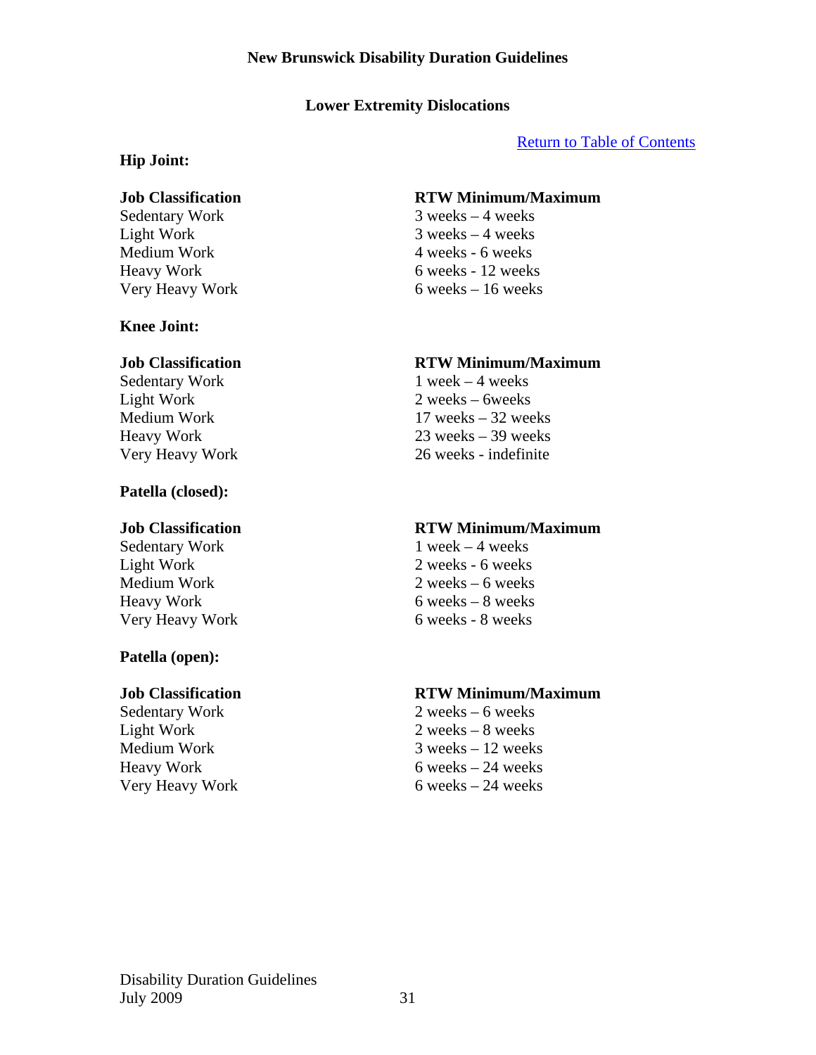## Lower Extremity Dislocations

Return to Table of Contents

### Hip Joint:

| Job Classification | RTW Minimum/Maximum |
|---|---|
| Sedentary Work | 3 weeks – 4 weeks |
| Light Work | 3 weeks – 4 weeks |
| Medium Work | 4 weeks - 6 weeks |
| Heavy Work | 6 weeks - 12 weeks |
| Very Heavy Work | 6 weeks – 16 weeks |

### Knee Joint:

| Job Classification | RTW Minimum/Maximum |
|---|---|
| Sedentary Work | 1 week – 4 weeks |
| Light Work | 2 weeks – 6weeks |
| Medium Work | 17 weeks – 32 weeks |
| Heavy Work | 23 weeks – 39 weeks |
| Very Heavy Work | 26 weeks - indefinite |

### Patella (closed):

| Job Classification | RTW Minimum/Maximum |
|---|---|
| Sedentary Work | 1 week – 4 weeks |
| Light Work | 2 weeks - 6 weeks |
| Medium Work | 2 weeks – 6 weeks |
| Heavy Work | 6 weeks – 8 weeks |
| Very Heavy Work | 6 weeks - 8 weeks |

### Patella (open):

| Job Classification | RTW Minimum/Maximum |
|---|---|
| Sedentary Work | 2 weeks – 6 weeks |
| Light Work | 2 weeks – 8 weeks |
| Medium Work | 3 weeks – 12 weeks |
| Heavy Work | 6 weeks – 24 weeks |
| Very Heavy Work | 6 weeks – 24 weeks |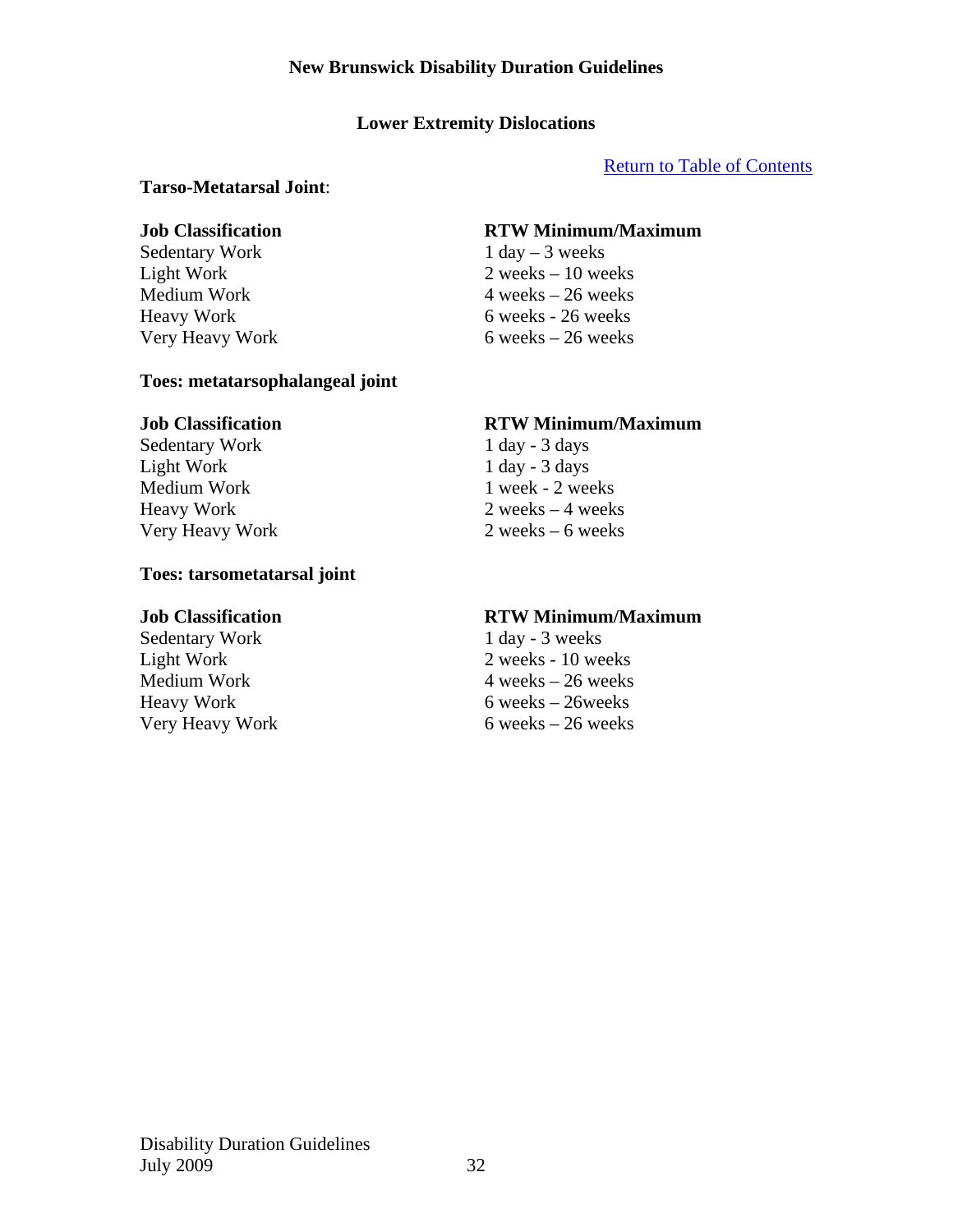## Lower Extremity Dislocations

Return to Table of Contents

**Tarso-Metatarsal Joint**:

| Job Classification | RTW Minimum/Maximum |
|---|---|
| Sedentary Work | 1 day – 3 weeks |
| Light Work | 2 weeks – 10 weeks |
| Medium Work | 4 weeks – 26 weeks |
| Heavy Work | 6 weeks - 26 weeks |
| Very Heavy Work | 6 weeks – 26 weeks |

**Toes: metatarsophalangeal joint**

| Job Classification | RTW Minimum/Maximum |
|---|---|
| Sedentary Work | 1 day - 3 days |
| Light Work | 1 day - 3 days |
| Medium Work | 1 week - 2 weeks |
| Heavy Work | 2 weeks – 4 weeks |
| Very Heavy Work | 2 weeks – 6 weeks |

**Toes: tarsometatarsal joint**

| Job Classification | RTW Minimum/Maximum |
|---|---|
| Sedentary Work | 1 day - 3 weeks |
| Light Work | 2 weeks - 10 weeks |
| Medium Work | 4 weeks – 26 weeks |
| Heavy Work | 6 weeks – 26weeks |
| Very Heavy Work | 6 weeks – 26 weeks |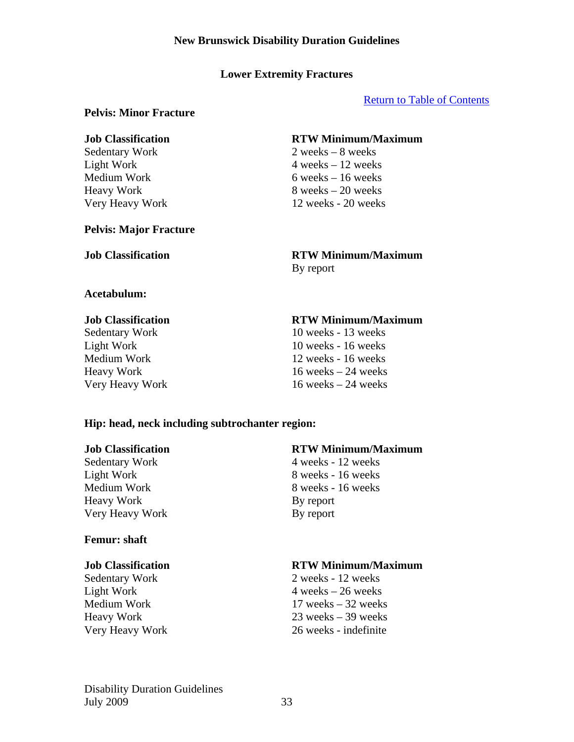# New Brunswick Disability Duration Guidelines

## Lower Extremity Fractures

[Return to Table of Contents]

### Pelvis: Minor Fracture

| Job Classification | RTW Minimum/Maximum |
|---|---|
| Sedentary Work | 2 weeks – 8 weeks |
| Light Work | 4 weeks – 12 weeks |
| Medium Work | 6 weeks – 16 weeks |
| Heavy Work | 8 weeks – 20 weeks |
| Very Heavy Work | 12 weeks - 20 weeks |

### Pelvis: Major Fracture

| Job Classification | RTW Minimum/Maximum |
|---|---|
| | By report |

### Acetabulum:

| Job Classification | RTW Minimum/Maximum |
|---|---|
| Sedentary Work | 10 weeks - 13 weeks |
| Light Work | 10 weeks - 16 weeks |
| Medium Work | 12 weeks - 16 weeks |
| Heavy Work | 16 weeks – 24 weeks |
| Very Heavy Work | 16 weeks – 24 weeks |

### Hip: head, neck including subtrochanter region:

| Job Classification | RTW Minimum/Maximum |
|---|---|
| Sedentary Work | 4 weeks - 12 weeks |
| Light Work | 8 weeks - 16 weeks |
| Medium Work | 8 weeks - 16 weeks |
| Heavy Work | By report |
| Very Heavy Work | By report |

### Femur: shaft

| Job Classification | RTW Minimum/Maximum |
|---|---|
| Sedentary Work | 2 weeks - 12 weeks |
| Light Work | 4 weeks – 26 weeks |
| Medium Work | 17 weeks – 32 weeks |
| Heavy Work | 23 weeks – 39 weeks |
| Very Heavy Work | 26 weeks - indefinite |

Disability Duration Guidelines
July 2009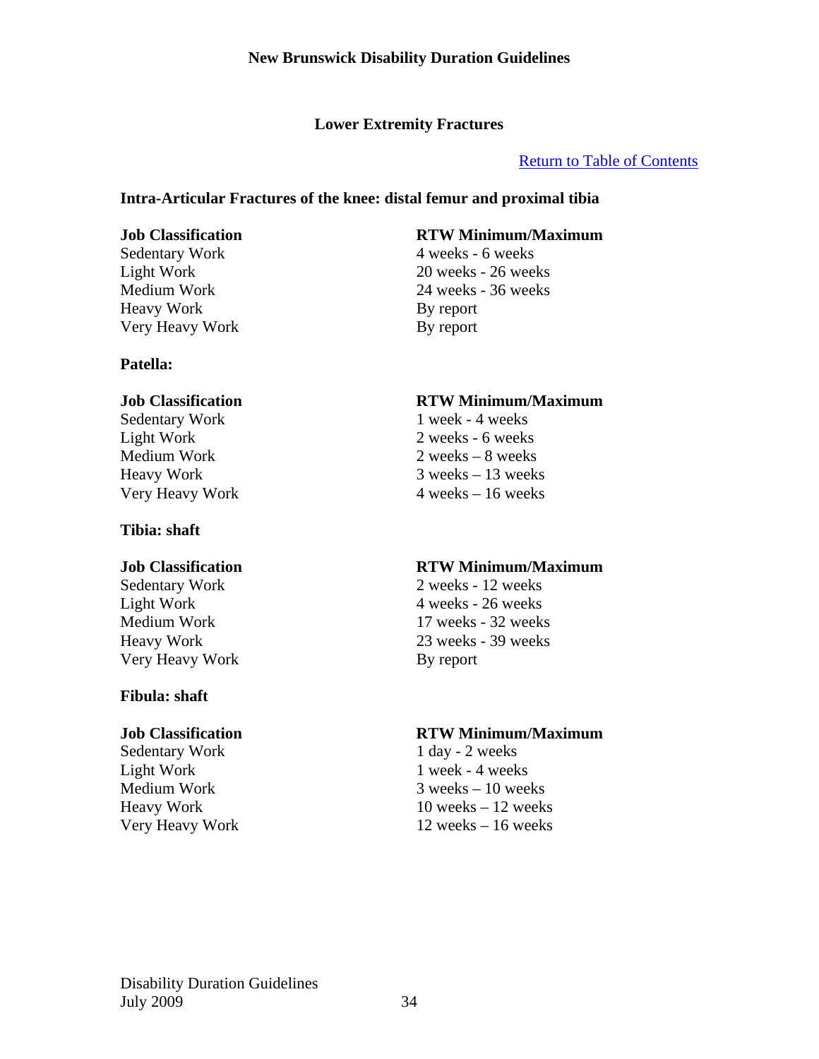## Lower Extremity Fractures

[Return to Table of Contents]

### Intra-Articular Fractures of the knee: distal femur and proximal tibia

| Job Classification | RTW Minimum/Maximum |
|---|---|
| Sedentary Work | 4 weeks - 6 weeks |
| Light Work | 20 weeks - 26 weeks |
| Medium Work | 24 weeks - 36 weeks |
| Heavy Work | By report |
| Very Heavy Work | By report |

### Patella:

| Job Classification | RTW Minimum/Maximum |
|---|---|
| Sedentary Work | 1 week - 4 weeks |
| Light Work | 2 weeks - 6 weeks |
| Medium Work | 2 weeks – 8 weeks |
| Heavy Work | 3 weeks – 13 weeks |
| Very Heavy Work | 4 weeks – 16 weeks |

### Tibia: shaft

| Job Classification | RTW Minimum/Maximum |
|---|---|
| Sedentary Work | 2 weeks - 12 weeks |
| Light Work | 4 weeks - 26 weeks |
| Medium Work | 17 weeks - 32 weeks |
| Heavy Work | 23 weeks - 39 weeks |
| Very Heavy Work | By report |

### Fibula: shaft

| Job Classification | RTW Minimum/Maximum |
|---|---|
| Sedentary Work | 1 day - 2 weeks |
| Light Work | 1 week - 4 weeks |
| Medium Work | 3 weeks – 10 weeks |
| Heavy Work | 10 weeks – 12 weeks |
| Very Heavy Work | 12 weeks – 16 weeks |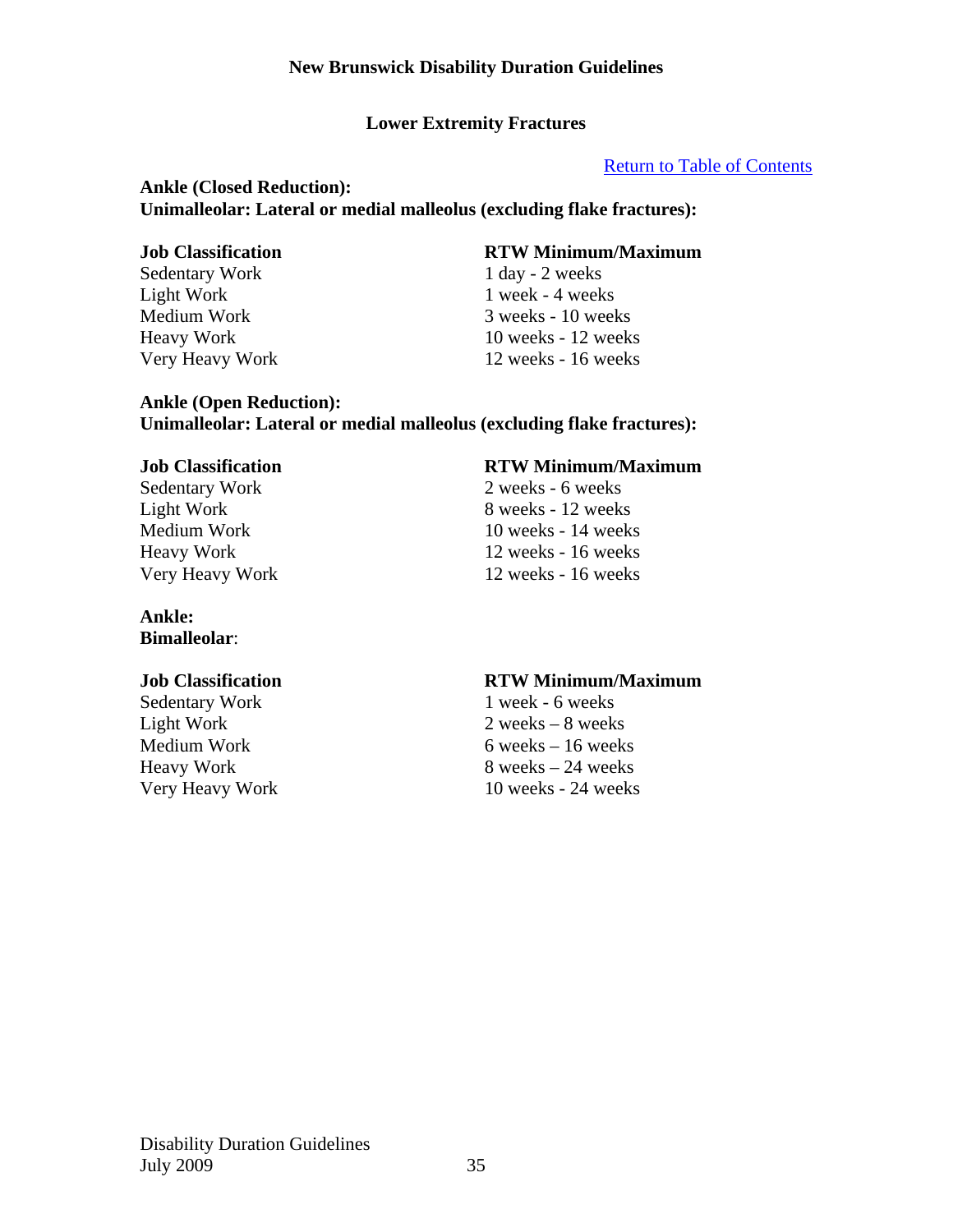## Lower Extremity Fractures

[Return to Table of Contents]

**Ankle (Closed Reduction):**
**Unimalleolar: Lateral or medial malleolus (excluding flake fractures):**

| Job Classification | RTW Minimum/Maximum |
| --- | --- |
| Sedentary Work | 1 day - 2 weeks |
| Light Work | 1 week - 4 weeks |
| Medium Work | 3 weeks - 10 weeks |
| Heavy Work | 10 weeks - 12 weeks |
| Very Heavy Work | 12 weeks - 16 weeks |

**Ankle (Open Reduction):**
**Unimalleolar: Lateral or medial malleolus (excluding flake fractures):**

| Job Classification | RTW Minimum/Maximum |
| --- | --- |
| Sedentary Work | 2 weeks - 6 weeks |
| Light Work | 8 weeks - 12 weeks |
| Medium Work | 10 weeks - 14 weeks |
| Heavy Work | 12 weeks - 16 weeks |
| Very Heavy Work | 12 weeks - 16 weeks |

**Ankle:**
**Bimalleolar**:

| Job Classification | RTW Minimum/Maximum |
| --- | --- |
| Sedentary Work | 1 week - 6 weeks |
| Light Work | 2 weeks – 8 weeks |
| Medium Work | 6 weeks – 16 weeks |
| Heavy Work | 8 weeks – 24 weeks |
| Very Heavy Work | 10 weeks - 24 weeks |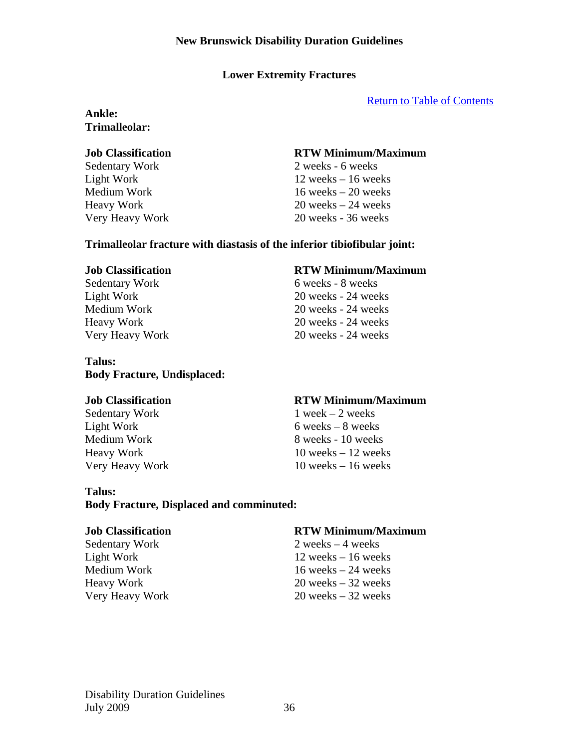## Lower Extremity Fractures

[Return to Table of Contents]

**Ankle:**
**Trimalleolar:**

| Job Classification | RTW Minimum/Maximum |
|---|---|
| Sedentary Work | 2 weeks - 6 weeks |
| Light Work | 12 weeks – 16 weeks |
| Medium Work | 16 weeks – 20 weeks |
| Heavy Work | 20 weeks – 24 weeks |
| Very Heavy Work | 20 weeks - 36 weeks |

**Trimalleolar fracture with diastasis of the inferior tibiofibular joint:**

| Job Classification | RTW Minimum/Maximum |
|---|---|
| Sedentary Work | 6 weeks - 8 weeks |
| Light Work | 20 weeks - 24 weeks |
| Medium Work | 20 weeks - 24 weeks |
| Heavy Work | 20 weeks - 24 weeks |
| Very Heavy Work | 20 weeks - 24 weeks |

**Talus:**
**Body Fracture, Undisplaced:**

| Job Classification | RTW Minimum/Maximum |
|---|---|
| Sedentary Work | 1 week – 2 weeks |
| Light Work | 6 weeks – 8 weeks |
| Medium Work | 8 weeks - 10 weeks |
| Heavy Work | 10 weeks – 12 weeks |
| Very Heavy Work | 10 weeks – 16 weeks |

**Talus:**
**Body Fracture, Displaced and comminuted:**

| Job Classification | RTW Minimum/Maximum |
|---|---|
| Sedentary Work | 2 weeks – 4 weeks |
| Light Work | 12 weeks – 16 weeks |
| Medium Work | 16 weeks – 24 weeks |
| Heavy Work | 20 weeks – 32 weeks |
| Very Heavy Work | 20 weeks – 32 weeks |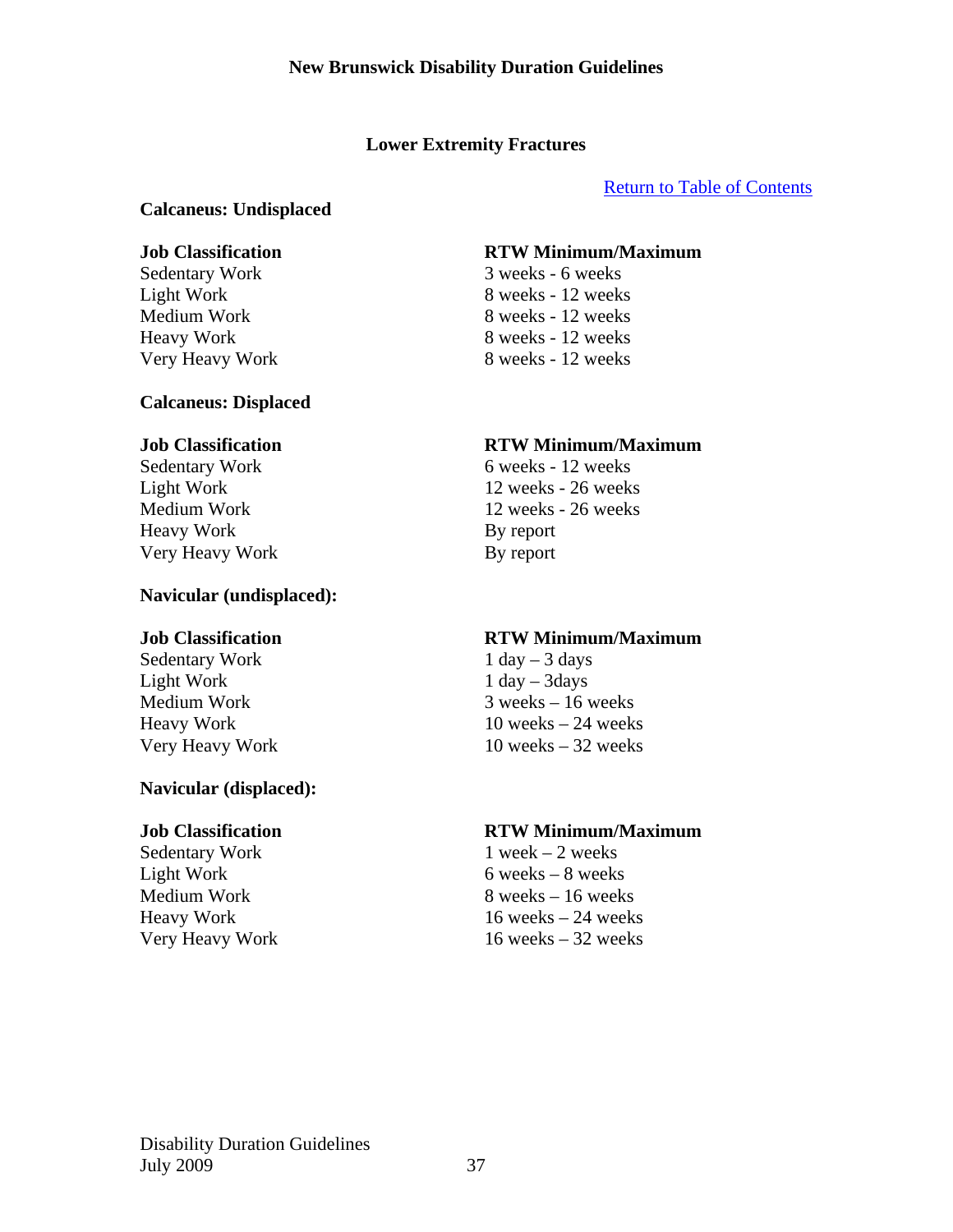## Lower Extremity Fractures

[Return to Table of Contents]

### Calcaneus: Undisplaced

| Job Classification | RTW Minimum/Maximum |
|---|---|
| Sedentary Work | 3 weeks - 6 weeks |
| Light Work | 8 weeks - 12 weeks |
| Medium Work | 8 weeks - 12 weeks |
| Heavy Work | 8 weeks - 12 weeks |
| Very Heavy Work | 8 weeks - 12 weeks |

### Calcaneus: Displaced

| Job Classification | RTW Minimum/Maximum |
|---|---|
| Sedentary Work | 6 weeks - 12 weeks |
| Light Work | 12 weeks - 26 weeks |
| Medium Work | 12 weeks - 26 weeks |
| Heavy Work | By report |
| Very Heavy Work | By report |

### Navicular (undisplaced):

| Job Classification | RTW Minimum/Maximum |
|---|---|
| Sedentary Work | 1 day – 3 days |
| Light Work | 1 day – 3days |
| Medium Work | 3 weeks – 16 weeks |
| Heavy Work | 10 weeks – 24 weeks |
| Very Heavy Work | 10 weeks – 32 weeks |

### Navicular (displaced):

| Job Classification | RTW Minimum/Maximum |
|---|---|
| Sedentary Work | 1 week – 2 weeks |
| Light Work | 6 weeks – 8 weeks |
| Medium Work | 8 weeks – 16 weeks |
| Heavy Work | 16 weeks – 24 weeks |
| Very Heavy Work | 16 weeks – 32 weeks |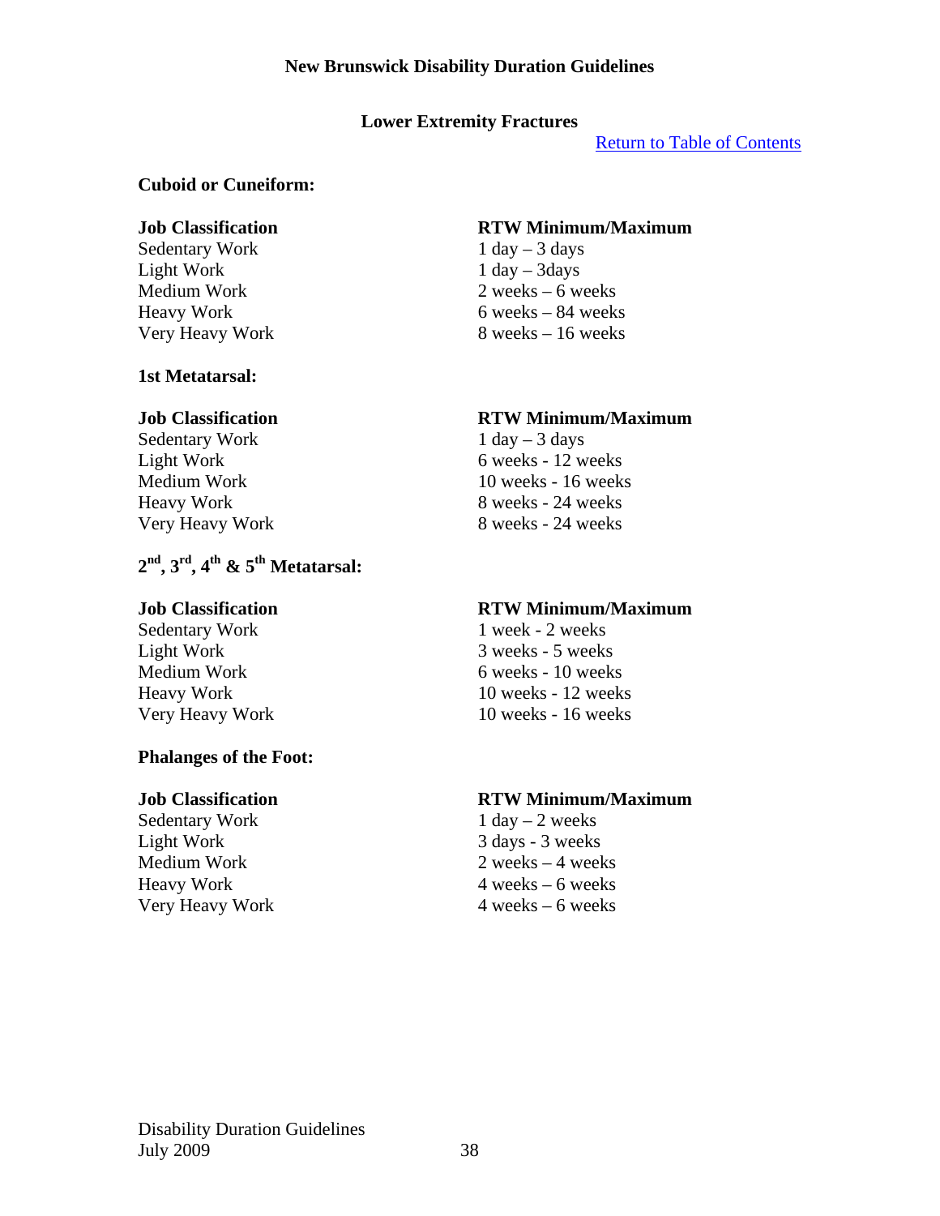## Lower Extremity Fractures

Return to Table of Contents

### Cuboid or Cuneiform:

| Job Classification | RTW Minimum/Maximum |
|---|---|
| Sedentary Work | 1 day – 3 days |
| Light Work | 1 day – 3days |
| Medium Work | 2 weeks – 6 weeks |
| Heavy Work | 6 weeks – 84 weeks |
| Very Heavy Work | 8 weeks – 16 weeks |

### 1st Metatarsal:

| Job Classification | RTW Minimum/Maximum |
|---|---|
| Sedentary Work | 1 day – 3 days |
| Light Work | 6 weeks - 12 weeks |
| Medium Work | 10 weeks - 16 weeks |
| Heavy Work | 8 weeks - 24 weeks |
| Very Heavy Work | 8 weeks - 24 weeks |

### 2nd, 3rd, 4th & 5th Metatarsal:

| Job Classification | RTW Minimum/Maximum |
|---|---|
| Sedentary Work | 1 week - 2 weeks |
| Light Work | 3 weeks - 5 weeks |
| Medium Work | 6 weeks - 10 weeks |
| Heavy Work | 10 weeks - 12 weeks |
| Very Heavy Work | 10 weeks - 16 weeks |

### Phalanges of the Foot:

| Job Classification | RTW Minimum/Maximum |
|---|---|
| Sedentary Work | 1 day – 2 weeks |
| Light Work | 3 days - 3 weeks |
| Medium Work | 2 weeks – 4 weeks |
| Heavy Work | 4 weeks – 6 weeks |
| Very Heavy Work | 4 weeks – 6 weeks |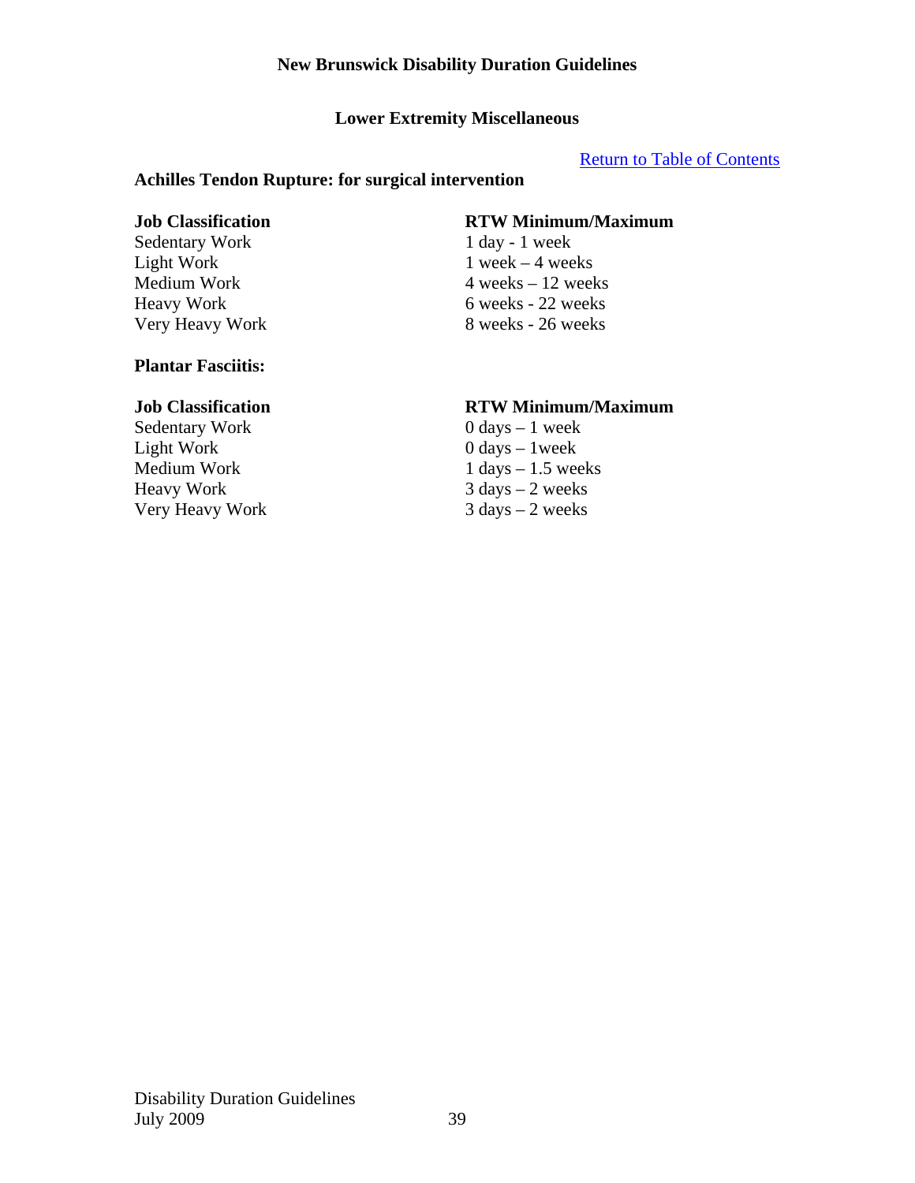# New Brunswick Disability Duration Guidelines

## Lower Extremity Miscellaneous

Return to Table of Contents

### Achilles Tendon Rupture: for surgical intervention

| Job Classification | RTW Minimum/Maximum |
| --- | --- |
| Sedentary Work | 1 day - 1 week |
| Light Work | 1 week – 4 weeks |
| Medium Work | 4 weeks – 12 weeks |
| Heavy Work | 6 weeks - 22 weeks |
| Very Heavy Work | 8 weeks - 26 weeks |

### Plantar Fasciitis:

| Job Classification | RTW Minimum/Maximum |
| --- | --- |
| Sedentary Work | 0 days – 1 week |
| Light Work | 0 days – 1week |
| Medium Work | 1 days – 1.5 weeks |
| Heavy Work | 3 days – 2 weeks |
| Very Heavy Work | 3 days – 2 weeks |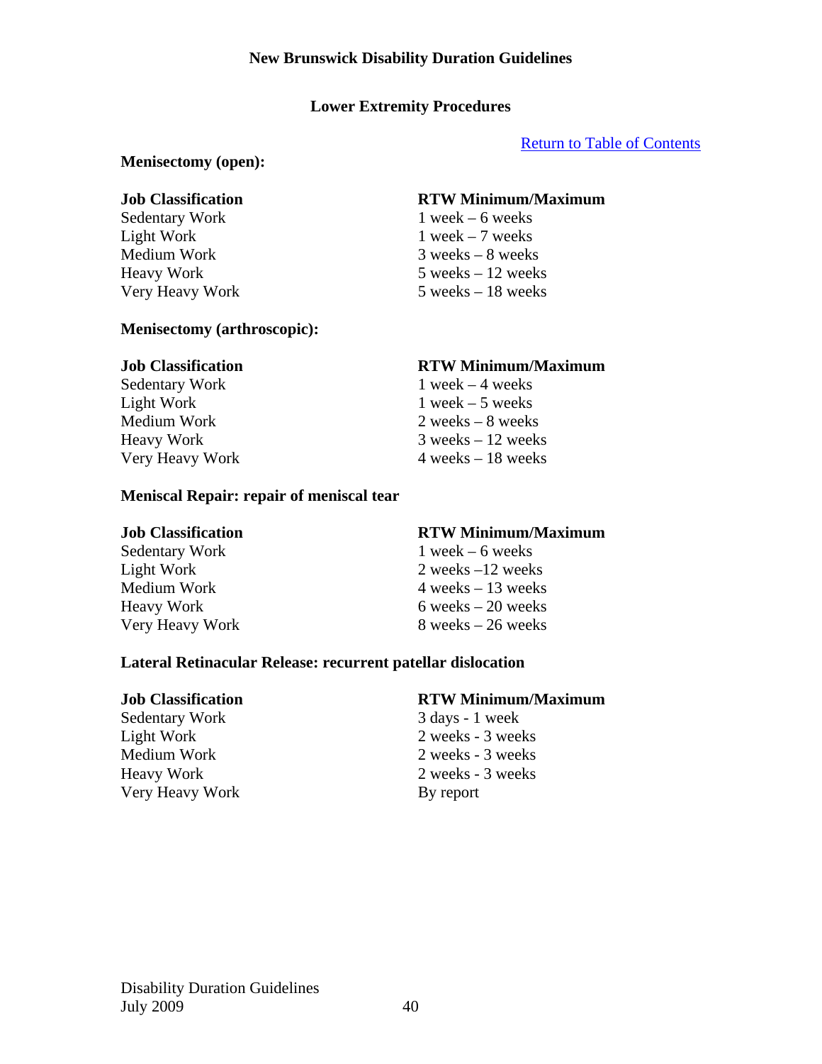## Lower Extremity Procedures

[Return to Table of Contents]

### Menisectomy (open):

| Job Classification | RTW Minimum/Maximum |
|---|---|
| Sedentary Work | 1 week – 6 weeks |
| Light Work | 1 week – 7 weeks |
| Medium Work | 3 weeks – 8 weeks |
| Heavy Work | 5 weeks – 12 weeks |
| Very Heavy Work | 5 weeks – 18 weeks |

### Menisectomy (arthroscopic):

| Job Classification | RTW Minimum/Maximum |
|---|---|
| Sedentary Work | 1 week – 4 weeks |
| Light Work | 1 week – 5 weeks |
| Medium Work | 2 weeks – 8 weeks |
| Heavy Work | 3 weeks – 12 weeks |
| Very Heavy Work | 4 weeks – 18 weeks |

### Meniscal Repair: repair of meniscal tear

| Job Classification | RTW Minimum/Maximum |
|---|---|
| Sedentary Work | 1 week – 6 weeks |
| Light Work | 2 weeks –12 weeks |
| Medium Work | 4 weeks – 13 weeks |
| Heavy Work | 6 weeks – 20 weeks |
| Very Heavy Work | 8 weeks – 26 weeks |

### Lateral Retinacular Release: recurrent patellar dislocation

| Job Classification | RTW Minimum/Maximum |
|---|---|
| Sedentary Work | 3 days - 1 week |
| Light Work | 2 weeks - 3 weeks |
| Medium Work | 2 weeks - 3 weeks |
| Heavy Work | 2 weeks - 3 weeks |
| Very Heavy Work | By report |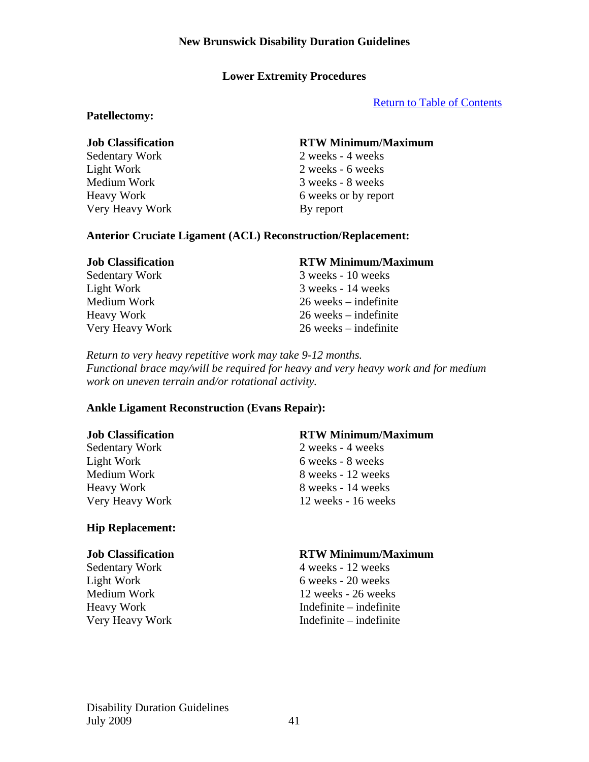**New Brunswick Disability Duration Guidelines**

## Lower Extremity Procedures

[Return to Table of Contents]

### Patellectomy:

| Job Classification | RTW Minimum/Maximum |
|---|---|
| Sedentary Work | 2 weeks - 4 weeks |
| Light Work | 2 weeks - 6 weeks |
| Medium Work | 3 weeks - 8 weeks |
| Heavy Work | 6 weeks or by report |
| Very Heavy Work | By report |

### Anterior Cruciate Ligament (ACL) Reconstruction/Replacement:

| Job Classification | RTW Minimum/Maximum |
|---|---|
| Sedentary Work | 3 weeks - 10 weeks |
| Light Work | 3 weeks - 14 weeks |
| Medium Work | 26 weeks – indefinite |
| Heavy Work | 26 weeks – indefinite |
| Very Heavy Work | 26 weeks – indefinite |

*Return to very heavy repetitive work may take 9-12 months.*
*Functional brace may/will be required for heavy and very heavy work and for medium work on uneven terrain and/or rotational activity.*

### Ankle Ligament Reconstruction (Evans Repair):

| Job Classification | RTW Minimum/Maximum |
|---|---|
| Sedentary Work | 2 weeks - 4 weeks |
| Light Work | 6 weeks - 8 weeks |
| Medium Work | 8 weeks - 12 weeks |
| Heavy Work | 8 weeks - 14 weeks |
| Very Heavy Work | 12 weeks - 16 weeks |

### Hip Replacement:

| Job Classification | RTW Minimum/Maximum |
|---|---|
| Sedentary Work | 4 weeks - 12 weeks |
| Light Work | 6 weeks - 20 weeks |
| Medium Work | 12 weeks - 26 weeks |
| Heavy Work | Indefinite – indefinite |
| Very Heavy Work | Indefinite – indefinite |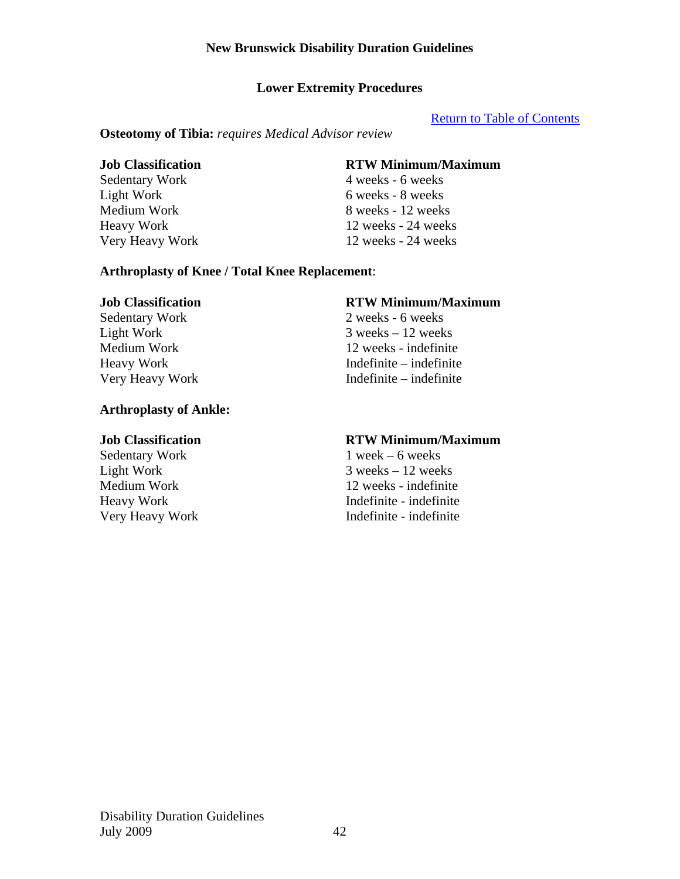## Lower Extremity Procedures

Return to Table of Contents

**Osteotomy of Tibia:** *requires Medical Advisor review*

| Job Classification | RTW Minimum/Maximum |
|---|---|
| Sedentary Work | 4 weeks - 6 weeks |
| Light Work | 6 weeks - 8 weeks |
| Medium Work | 8 weeks - 12 weeks |
| Heavy Work | 12 weeks - 24 weeks |
| Very Heavy Work | 12 weeks - 24 weeks |

**Arthroplasty of Knee / Total Knee Replacement**:

| Job Classification | RTW Minimum/Maximum |
|---|---|
| Sedentary Work | 2 weeks - 6 weeks |
| Light Work | 3 weeks – 12 weeks |
| Medium Work | 12 weeks - indefinite |
| Heavy Work | Indefinite – indefinite |
| Very Heavy Work | Indefinite – indefinite |

**Arthroplasty of Ankle:**

| Job Classification | RTW Minimum/Maximum |
|---|---|
| Sedentary Work | 1 week – 6 weeks |
| Light Work | 3 weeks – 12 weeks |
| Medium Work | 12 weeks - indefinite |
| Heavy Work | Indefinite - indefinite |
| Very Heavy Work | Indefinite - indefinite |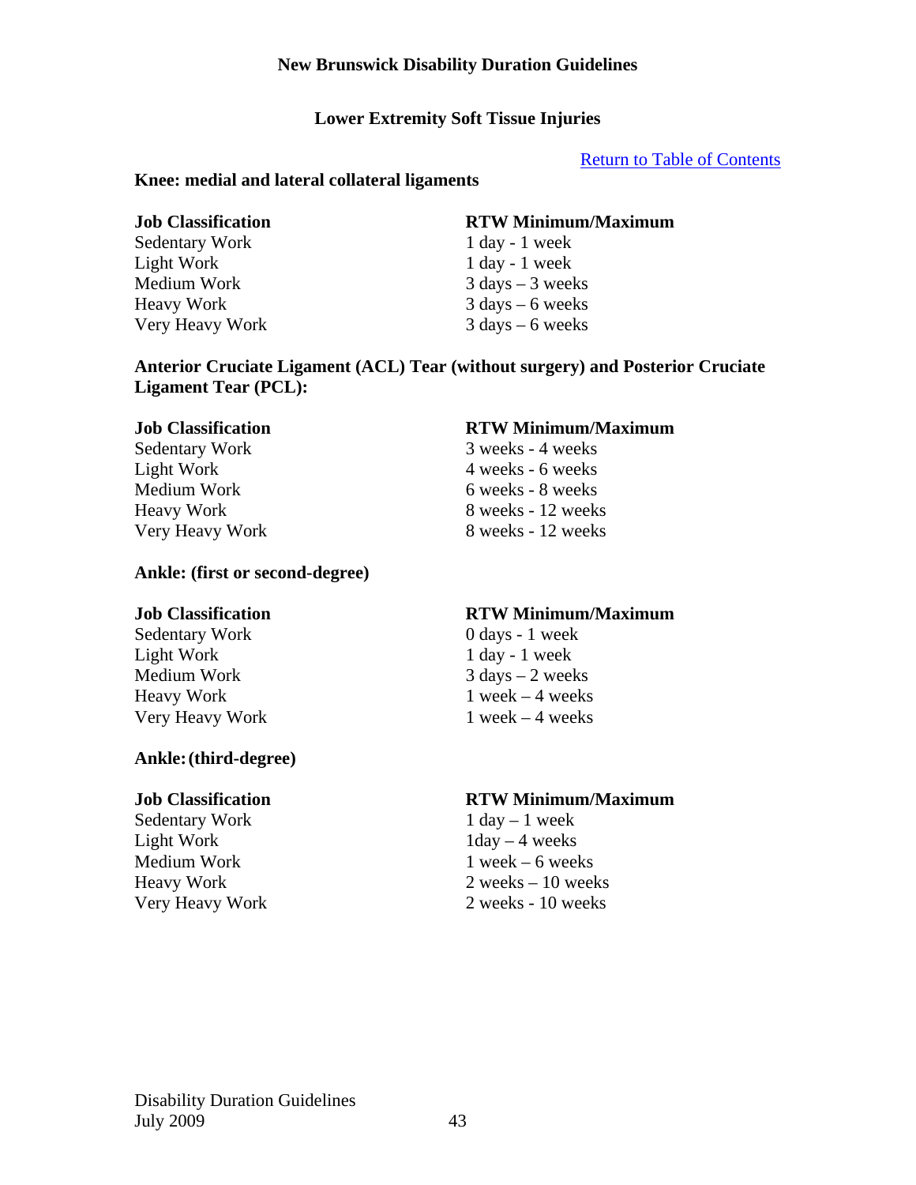## Lower Extremity Soft Tissue Injuries

[Return to Table of Contents]

### Knee: medial and lateral collateral ligaments

| Job Classification | RTW Minimum/Maximum |
| --- | --- |
| Sedentary Work | 1 day - 1 week |
| Light Work | 1 day - 1 week |
| Medium Work | 3 days – 3 weeks |
| Heavy Work | 3 days – 6 weeks |
| Very Heavy Work | 3 days – 6 weeks |

### Anterior Cruciate Ligament (ACL) Tear (without surgery) and Posterior Cruciate Ligament Tear (PCL):

| Job Classification | RTW Minimum/Maximum |
| --- | --- |
| Sedentary Work | 3 weeks - 4 weeks |
| Light Work | 4 weeks - 6 weeks |
| Medium Work | 6 weeks - 8 weeks |
| Heavy Work | 8 weeks - 12 weeks |
| Very Heavy Work | 8 weeks - 12 weeks |

### Ankle: (first or second-degree)

| Job Classification | RTW Minimum/Maximum |
| --- | --- |
| Sedentary Work | 0 days - 1 week |
| Light Work | 1 day - 1 week |
| Medium Work | 3 days – 2 weeks |
| Heavy Work | 1 week – 4 weeks |
| Very Heavy Work | 1 week – 4 weeks |

### Ankle: (third-degree)

| Job Classification | RTW Minimum/Maximum |
| --- | --- |
| Sedentary Work | 1 day – 1 week |
| Light Work | 1day – 4 weeks |
| Medium Work | 1 week – 6 weeks |
| Heavy Work | 2 weeks – 10 weeks |
| Very Heavy Work | 2 weeks - 10 weeks |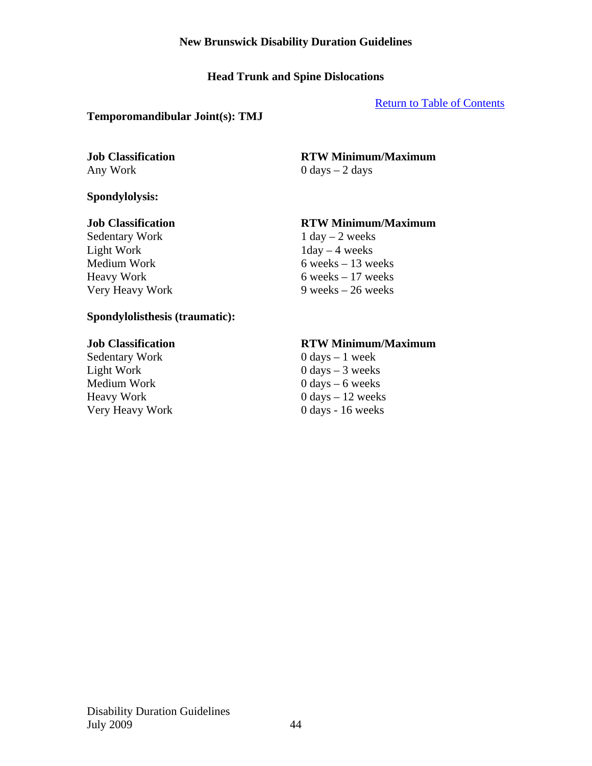**New Brunswick Disability Duration Guidelines**

## Head Trunk and Spine Dislocations

[Return to Table of Contents]

### Temporomandibular Joint(s): TMJ

| Job Classification | RTW Minimum/Maximum |
| --- | --- |
| Any Work | 0 days – 2 days |

### Spondylolysis:

| Job Classification | RTW Minimum/Maximum |
| --- | --- |
| Sedentary Work | 1 day – 2 weeks |
| Light Work | 1day – 4 weeks |
| Medium Work | 6 weeks – 13 weeks |
| Heavy Work | 6 weeks – 17 weeks |
| Very Heavy Work | 9 weeks – 26 weeks |

### Spondylolisthesis (traumatic):

| Job Classification | RTW Minimum/Maximum |
| --- | --- |
| Sedentary Work | 0 days – 1 week |
| Light Work | 0 days – 3 weeks |
| Medium Work | 0 days – 6 weeks |
| Heavy Work | 0 days – 12 weeks |
| Very Heavy Work | 0 days - 16 weeks |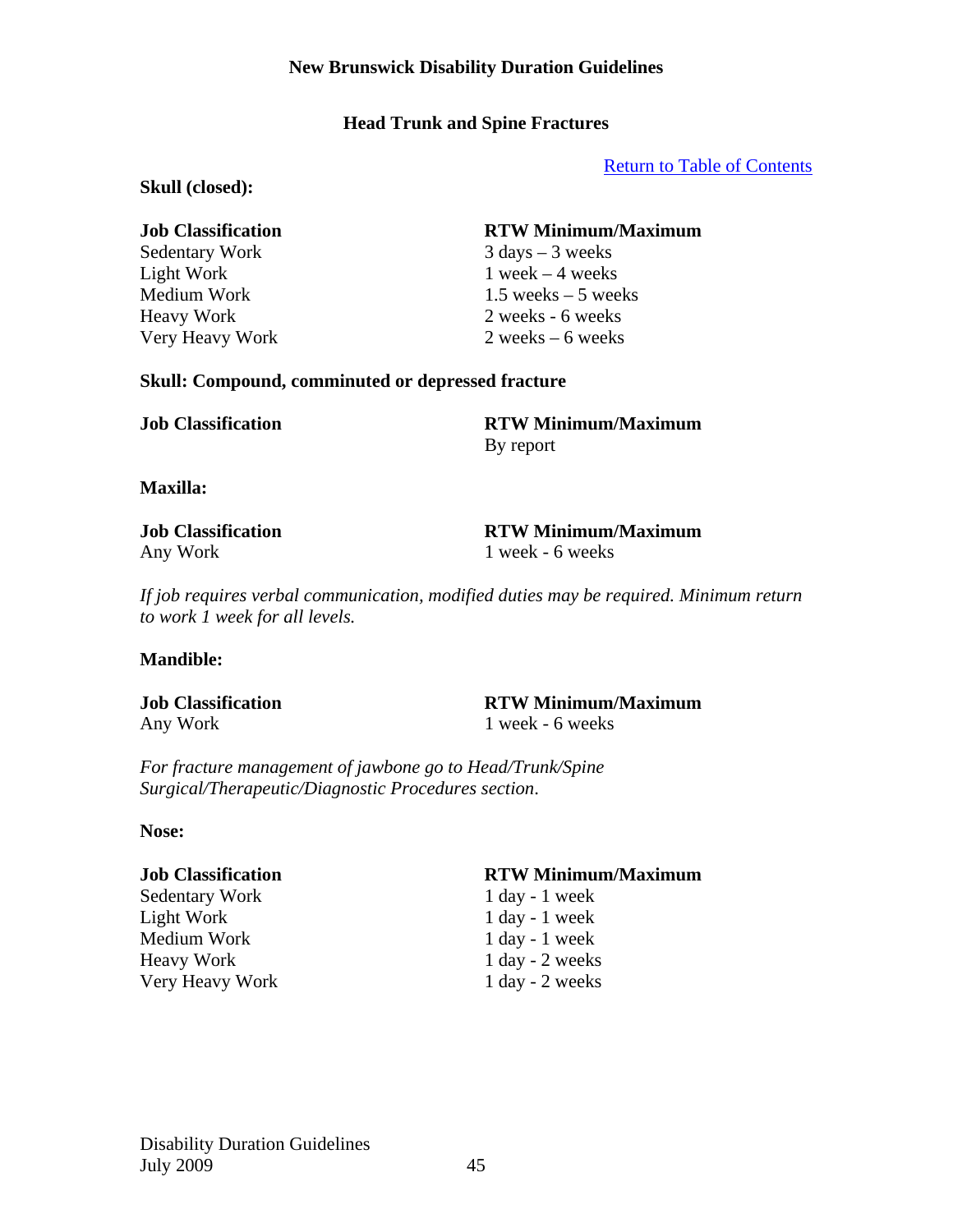## Head Trunk and Spine Fractures

[Return to Table of Contents]

**Skull (closed):**

| Job Classification | RTW Minimum/Maximum |
|---|---|
| Sedentary Work | 3 days – 3 weeks |
| Light Work | 1 week – 4 weeks |
| Medium Work | 1.5 weeks – 5 weeks |
| Heavy Work | 2 weeks - 6 weeks |
| Very Heavy Work | 2 weeks – 6 weeks |

**Skull: Compound, comminuted or depressed fracture**

| Job Classification | RTW Minimum/Maximum |
|---|---|
| | By report |

**Maxilla:**

| Job Classification | RTW Minimum/Maximum |
|---|---|
| Any Work | 1 week - 6 weeks |

*If job requires verbal communication, modified duties may be required. Minimum return to work 1 week for all levels.*

**Mandible:**

| Job Classification | RTW Minimum/Maximum |
|---|---|
| Any Work | 1 week - 6 weeks |

*For fracture management of jawbone go to Head/Trunk/Spine Surgical/Therapeutic/Diagnostic Procedures section.*

**Nose:**

| Job Classification | RTW Minimum/Maximum |
|---|---|
| Sedentary Work | 1 day - 1 week |
| Light Work | 1 day - 1 week |
| Medium Work | 1 day - 1 week |
| Heavy Work | 1 day - 2 weeks |
| Very Heavy Work | 1 day - 2 weeks |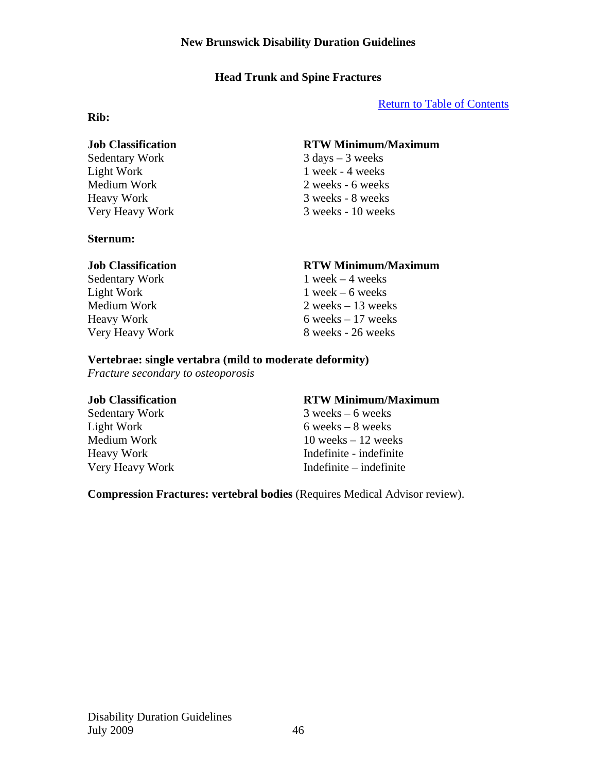## Head Trunk and Spine Fractures

Return to Table of Contents

**Rib:**

| Job Classification | RTW Minimum/Maximum |
|---|---|
| Sedentary Work | 3 days – 3 weeks |
| Light Work | 1 week - 4 weeks |
| Medium Work | 2 weeks - 6 weeks |
| Heavy Work | 3 weeks - 8 weeks |
| Very Heavy Work | 3 weeks - 10 weeks |

**Sternum:**

| Job Classification | RTW Minimum/Maximum |
|---|---|
| Sedentary Work | 1 week – 4 weeks |
| Light Work | 1 week – 6 weeks |
| Medium Work | 2 weeks – 13 weeks |
| Heavy Work | 6 weeks – 17 weeks |
| Very Heavy Work | 8 weeks - 26 weeks |

**Vertebrae: single vertabra (mild to moderate deformity)**
*Fracture secondary to osteoporosis*

| Job Classification | RTW Minimum/Maximum |
|---|---|
| Sedentary Work | 3 weeks – 6 weeks |
| Light Work | 6 weeks – 8 weeks |
| Medium Work | 10 weeks – 12 weeks |
| Heavy Work | Indefinite - indefinite |
| Very Heavy Work | Indefinite – indefinite |

**Compression Fractures: vertebral bodies** (Requires Medical Advisor review).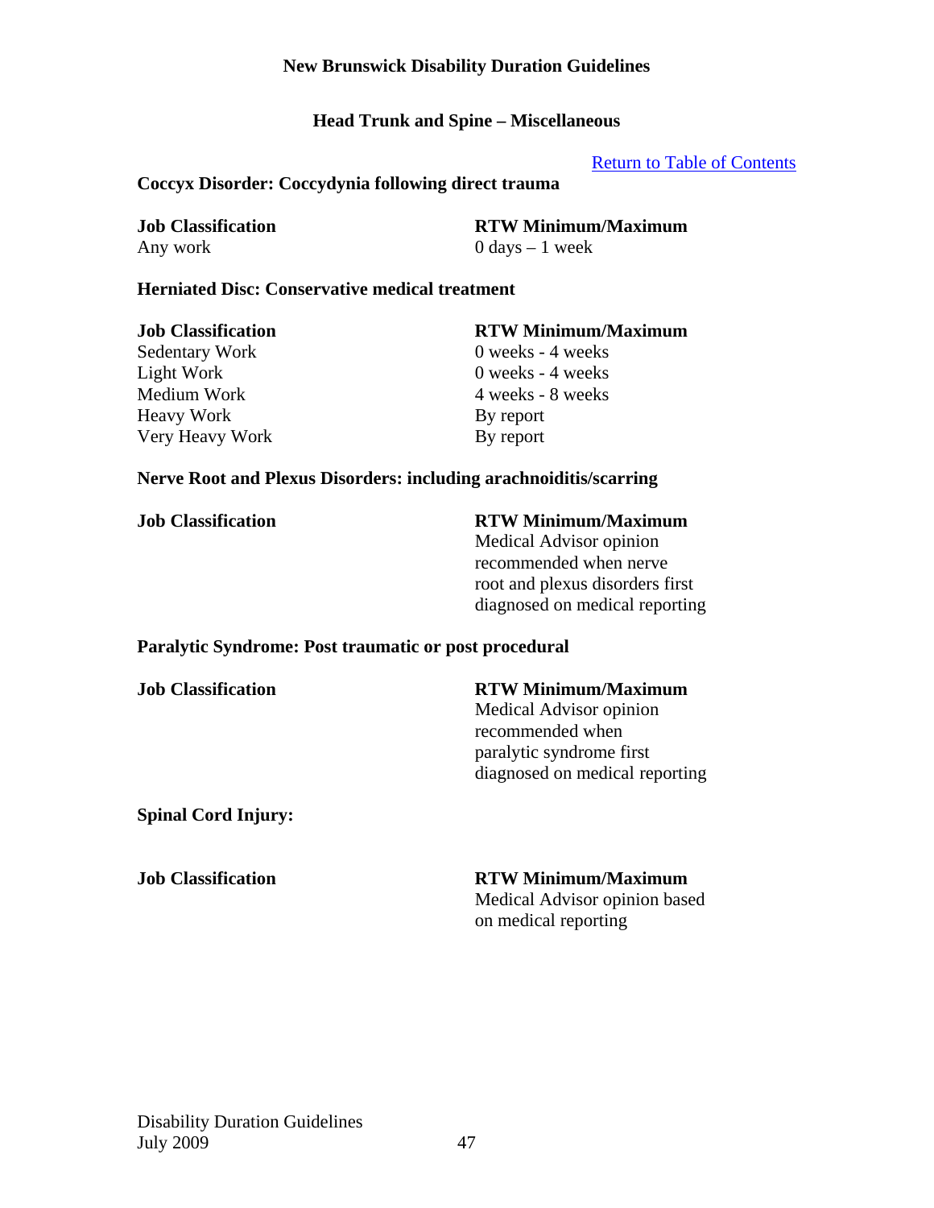## Head Trunk and Spine – Miscellaneous

[Return to Table of Contents]

### Coccyx Disorder: Coccydynia following direct trauma

| Job Classification | RTW Minimum/Maximum |
|---|---|
| Any work | 0 days – 1 week |

### Herniated Disc: Conservative medical treatment

| Job Classification | RTW Minimum/Maximum |
|---|---|
| Sedentary Work | 0 weeks - 4 weeks |
| Light Work | 0 weeks - 4 weeks |
| Medium Work | 4 weeks - 8 weeks |
| Heavy Work | By report |
| Very Heavy Work | By report |

### Nerve Root and Plexus Disorders: including arachnoiditis/scarring

| Job Classification | RTW Minimum/Maximum |
|---|---|
| | Medical Advisor opinion recommended when nerve root and plexus disorders first diagnosed on medical reporting |

### Paralytic Syndrome: Post traumatic or post procedural

| Job Classification | RTW Minimum/Maximum |
|---|---|
| | Medical Advisor opinion recommended when paralytic syndrome first diagnosed on medical reporting |

### Spinal Cord Injury:

| Job Classification | RTW Minimum/Maximum |
|---|---|
| | Medical Advisor opinion based on medical reporting |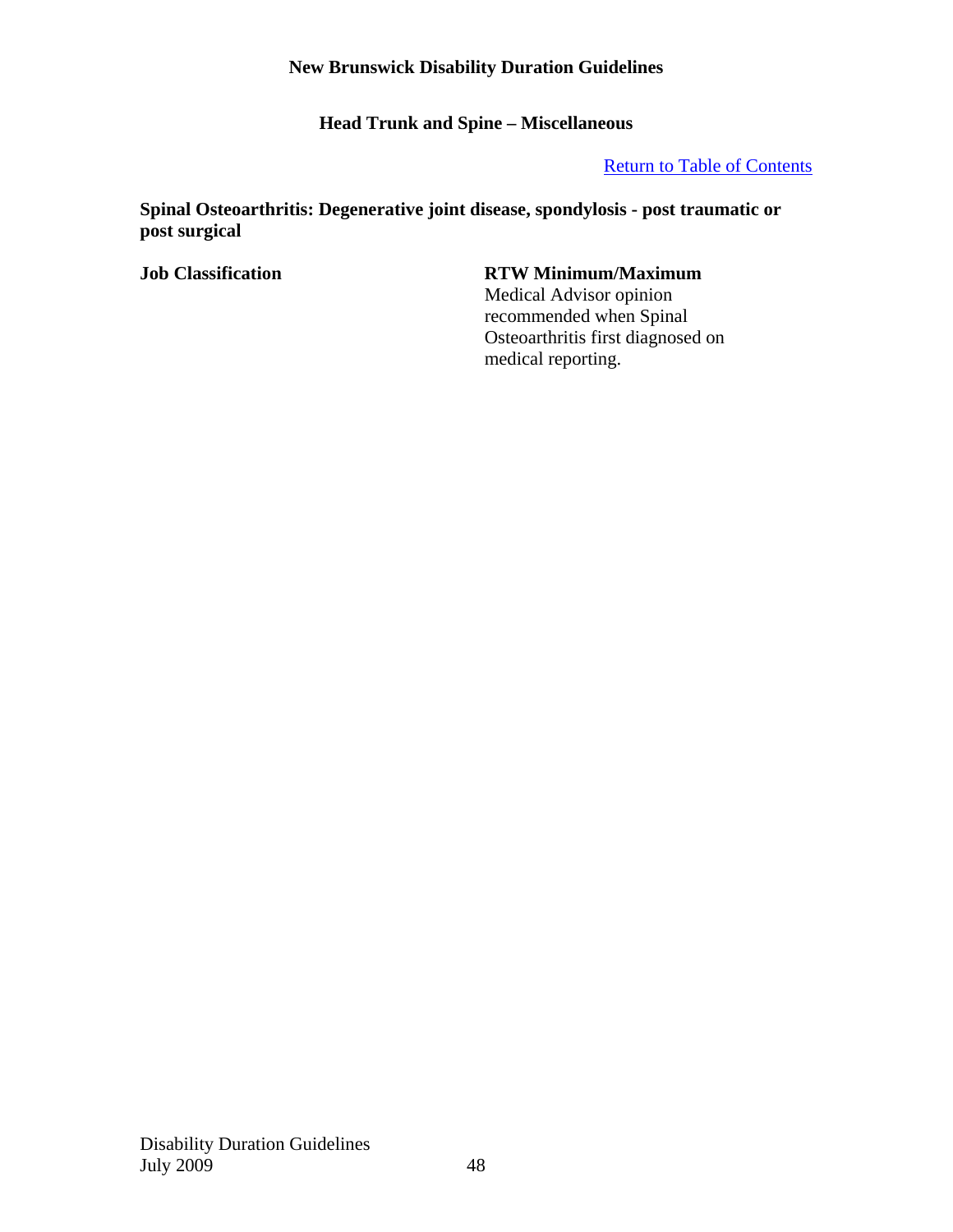## Head Trunk and Spine – Miscellaneous

[Return to Table of Contents]

**Spinal Osteoarthritis: Degenerative joint disease, spondylosis - post traumatic or post surgical**

| Job Classification | RTW Minimum/Maximum |
| --- | --- |
| | Medical Advisor opinion recommended when Spinal Osteoarthritis first diagnosed on medical reporting. |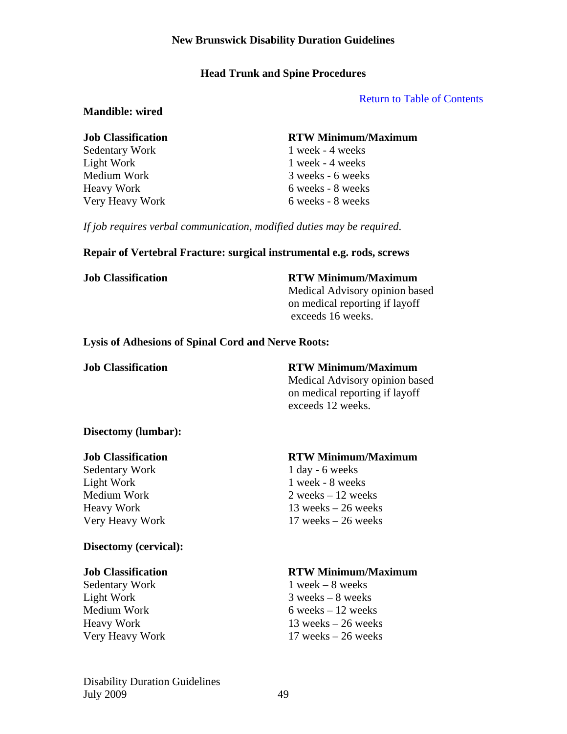**Head Trunk and Spine Procedures**

[Return to Table of Contents]

**Mandible: wired**

| Job Classification | RTW Minimum/Maximum |
| --- | --- |
| Sedentary Work | 1 week - 4 weeks |
| Light Work | 1 week - 4 weeks |
| Medium Work | 3 weeks - 6 weeks |
| Heavy Work | 6 weeks - 8 weeks |
| Very Heavy Work | 6 weeks - 8 weeks |

*If job requires verbal communication, modified duties may be required.*

**Repair of Vertebral Fracture: surgical instrumental e.g. rods, screws**

| Job Classification | RTW Minimum/Maximum |
| --- | --- |
| | Medical Advisory opinion based on medical reporting if layoff exceeds 16 weeks. |

**Lysis of Adhesions of Spinal Cord and Nerve Roots:**

| Job Classification | RTW Minimum/Maximum |
| --- | --- |
| | Medical Advisory opinion based on medical reporting if layoff exceeds 12 weeks. |

**Disectomy (lumbar):**

| Job Classification | RTW Minimum/Maximum |
| --- | --- |
| Sedentary Work | 1 day - 6 weeks |
| Light Work | 1 week - 8 weeks |
| Medium Work | 2 weeks – 12 weeks |
| Heavy Work | 13 weeks – 26 weeks |
| Very Heavy Work | 17 weeks – 26 weeks |

**Disectomy (cervical):**

| Job Classification | RTW Minimum/Maximum |
| --- | --- |
| Sedentary Work | 1 week – 8 weeks |
| Light Work | 3 weeks – 8 weeks |
| Medium Work | 6 weeks – 12 weeks |
| Heavy Work | 13 weeks – 26 weeks |
| Very Heavy Work | 17 weeks – 26 weeks |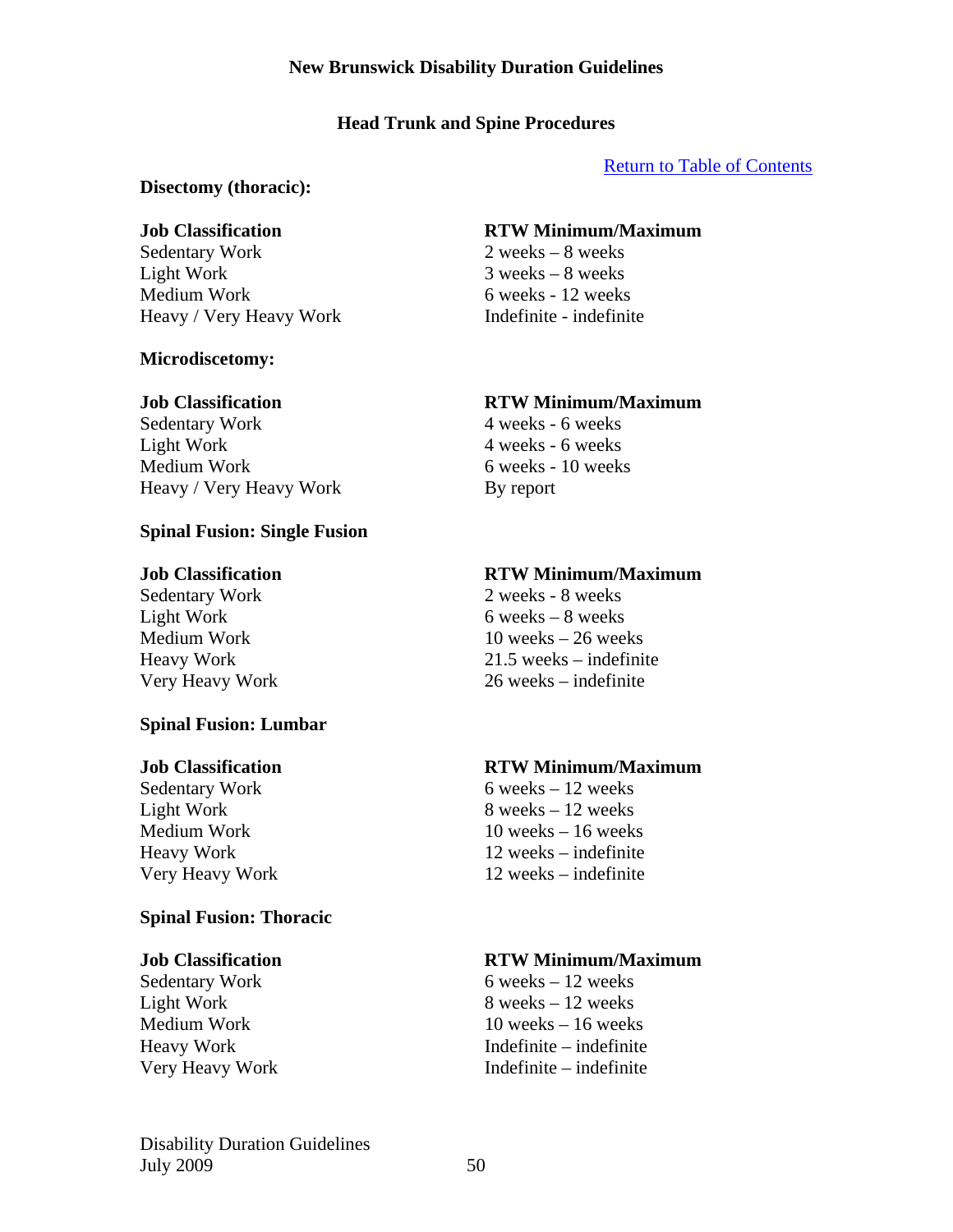# Head Trunk and Spine Procedures

Return to Table of Contents

**Disectomy (thoracic):**

| Job Classification | RTW Minimum/Maximum |
| --- | --- |
| Sedentary Work | 2 weeks – 8 weeks |
| Light Work | 3 weeks – 8 weeks |
| Medium Work | 6 weeks - 12 weeks |
| Heavy / Very Heavy Work | Indefinite - indefinite |

**Microdiscetomy:**

| Job Classification | RTW Minimum/Maximum |
| --- | --- |
| Sedentary Work | 4 weeks - 6 weeks |
| Light Work | 4 weeks - 6 weeks |
| Medium Work | 6 weeks - 10 weeks |
| Heavy / Very Heavy Work | By report |

**Spinal Fusion: Single Fusion**

| Job Classification | RTW Minimum/Maximum |
| --- | --- |
| Sedentary Work | 2 weeks - 8 weeks |
| Light Work | 6 weeks – 8 weeks |
| Medium Work | 10 weeks – 26 weeks |
| Heavy Work | 21.5 weeks – indefinite |
| Very Heavy Work | 26 weeks – indefinite |

**Spinal Fusion: Lumbar**

| Job Classification | RTW Minimum/Maximum |
| --- | --- |
| Sedentary Work | 6 weeks – 12 weeks |
| Light Work | 8 weeks – 12 weeks |
| Medium Work | 10 weeks – 16 weeks |
| Heavy Work | 12 weeks – indefinite |
| Very Heavy Work | 12 weeks – indefinite |

**Spinal Fusion: Thoracic**

| Job Classification | RTW Minimum/Maximum |
| --- | --- |
| Sedentary Work | 6 weeks – 12 weeks |
| Light Work | 8 weeks – 12 weeks |
| Medium Work | 10 weeks – 16 weeks |
| Heavy Work | Indefinite – indefinite |
| Very Heavy Work | Indefinite – indefinite |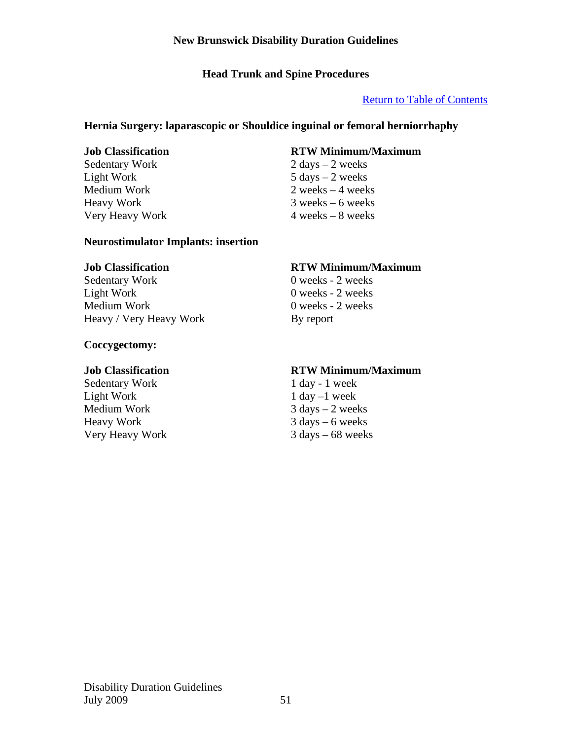# New Brunswick Disability Duration Guidelines

## Head Trunk and Spine Procedures

Return to Table of Contents

### Hernia Surgery: laparascopic or Shouldice inguinal or femoral herniorrhaphy

| Job Classification | RTW Minimum/Maximum |
|---|---|
| Sedentary Work | 2 days – 2 weeks |
| Light Work | 5 days – 2 weeks |
| Medium Work | 2 weeks – 4 weeks |
| Heavy Work | 3 weeks – 6 weeks |
| Very Heavy Work | 4 weeks – 8 weeks |

### Neurostimulator Implants: insertion

| Job Classification | RTW Minimum/Maximum |
|---|---|
| Sedentary Work | 0 weeks - 2 weeks |
| Light Work | 0 weeks - 2 weeks |
| Medium Work | 0 weeks - 2 weeks |
| Heavy / Very Heavy Work | By report |

### Coccygectomy:

| Job Classification | RTW Minimum/Maximum |
|---|---|
| Sedentary Work | 1 day - 1 week |
| Light Work | 1 day –1 week |
| Medium Work | 3 days – 2 weeks |
| Heavy Work | 3 days – 6 weeks |
| Very Heavy Work | 3 days – 68 weeks |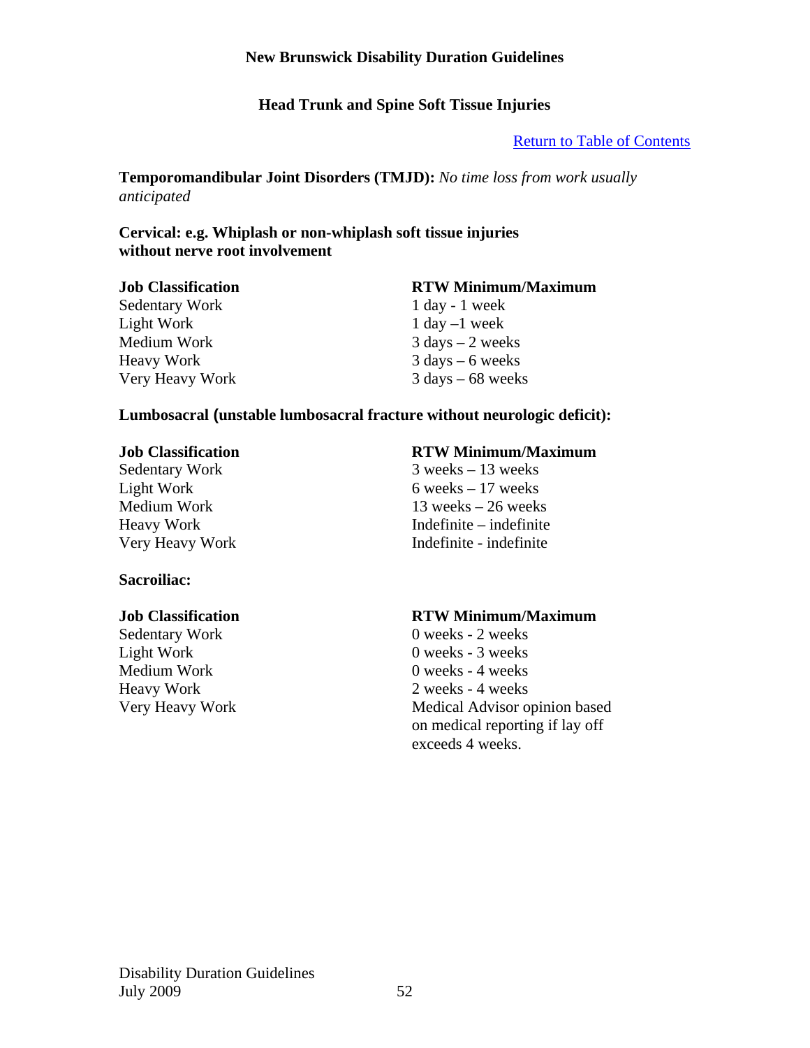# New Brunswick Disability Duration Guidelines

## Head Trunk and Spine Soft Tissue Injuries

[Return to Table of Contents]

**Temporomandibular Joint Disorders (TMJD):** *No time loss from work usually anticipated*

**Cervical: e.g. Whiplash or non-whiplash soft tissue injuries without nerve root involvement**

| Job Classification | RTW Minimum/Maximum |
|---|---|
| Sedentary Work | 1 day - 1 week |
| Light Work | 1 day –1 week |
| Medium Work | 3 days – 2 weeks |
| Heavy Work | 3 days – 6 weeks |
| Very Heavy Work | 3 days – 68 weeks |

**Lumbosacral (unstable lumbosacral fracture without neurologic deficit):**

| Job Classification | RTW Minimum/Maximum |
|---|---|
| Sedentary Work | 3 weeks – 13 weeks |
| Light Work | 6 weeks – 17 weeks |
| Medium Work | 13 weeks – 26 weeks |
| Heavy Work | Indefinite – indefinite |
| Very Heavy Work | Indefinite - indefinite |

**Sacroiliac:**

| Job Classification | RTW Minimum/Maximum |
|---|---|
| Sedentary Work | 0 weeks - 2 weeks |
| Light Work | 0 weeks - 3 weeks |
| Medium Work | 0 weeks - 4 weeks |
| Heavy Work | 2 weeks - 4 weeks |
| Very Heavy Work | Medical Advisor opinion based on medical reporting if lay off exceeds 4 weeks. |

Disability Duration Guidelines
July 2009